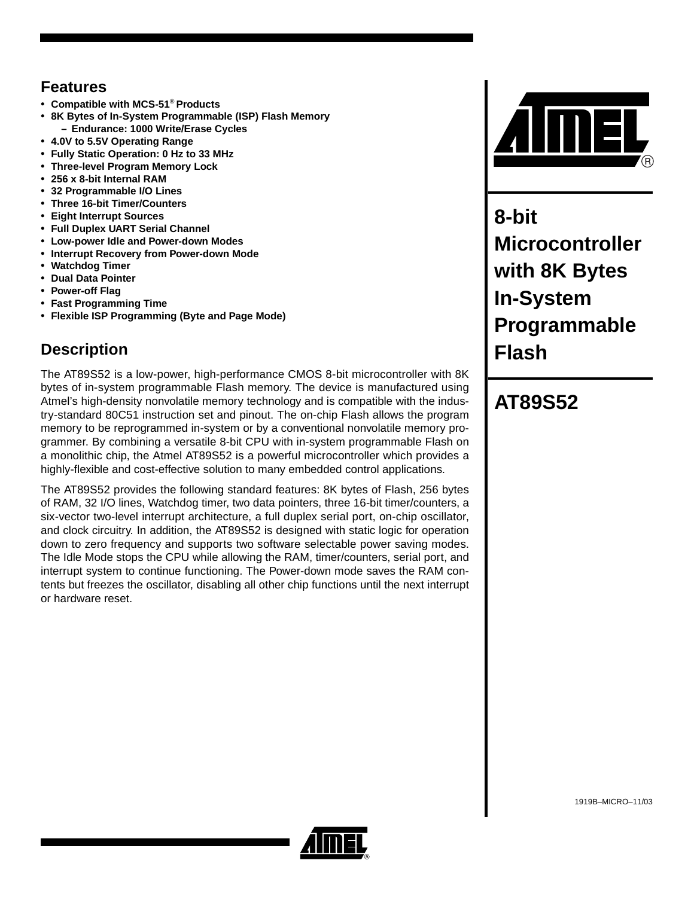# 8-bit Microcontroller with 8K Bytes In-System Programmable Flash

# AT89S52

## Features

- Compatible with MCS-51® Products
- 8K Bytes of In-System Programmable (ISP) Flash Memory
  - Endurance: 1000 Write/Erase Cycles
- 4.0V to 5.5V Operating Range
- Fully Static Operation: 0 Hz to 33 MHz
- Three-level Program Memory Lock
- 256 x 8-bit Internal RAM
- 32 Programmable I/O Lines
- Three 16-bit Timer/Counters
- Eight Interrupt Sources
- Full Duplex UART Serial Channel
- Low-power Idle and Power-down Modes
- Interrupt Recovery from Power-down Mode
- Watchdog Timer
- Dual Data Pointer
- Power-off Flag
- Fast Programming Time
- Flexible ISP Programming (Byte and Page Mode)

## Description

The AT89S52 is a low-power, high-performance CMOS 8-bit microcontroller with 8K bytes of in-system programmable Flash memory. The device is manufactured using Atmel's high-density nonvolatile memory technology and is compatible with the industry-standard 80C51 instruction set and pinout. The on-chip Flash allows the program memory to be reprogrammed in-system or by a conventional nonvolatile memory programmer. By combining a versatile 8-bit CPU with in-system programmable Flash on a monolithic chip, the Atmel AT89S52 is a powerful microcontroller which provides a highly-flexible and cost-effective solution to many embedded control applications.

The AT89S52 provides the following standard features: 8K bytes of Flash, 256 bytes of RAM, 32 I/O lines, Watchdog timer, two data pointers, three 16-bit timer/counters, a six-vector two-level interrupt architecture, a full duplex serial port, on-chip oscillator, and clock circuitry. In addition, the AT89S52 is designed with static logic for operation down to zero frequency and supports two software selectable power saving modes. The Idle Mode stops the CPU while allowing the RAM, timer/counters, serial port, and interrupt system to continue functioning. The Power-down mode saves the RAM contents but freezes the oscillator, disabling all other chip functions until the next interrupt or hardware reset.

1919B–MICRO–11/03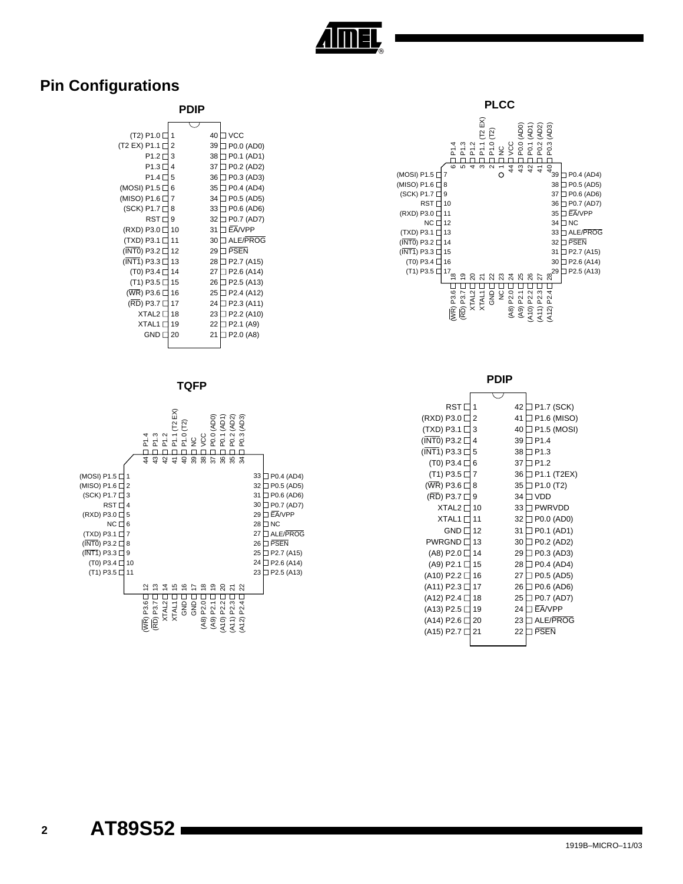## Pin Configurations

### PDIP

| Pin | Name | Pin | Name |
|---|---|---|---|
| 1 | (T2) P1.0 | 40 | VCC |
| 2 | (T2 EX) P1.1 | 39 | P0.0 (AD0) |
| 3 | P1.2 | 38 | P0.1 (AD1) |
| 4 | P1.3 | 37 | P0.2 (AD2) |
| 5 | P1.4 | 36 | P0.3 (AD3) |
| 6 | (MOSI) P1.5 | 35 | P0.4 (AD4) |
| 7 | (MISO) P1.6 | 34 | P0.5 (AD5) |
| 8 | (SCK) P1.7 | 33 | P0.6 (AD6) |
| 9 | RST | 32 | P0.7 (AD7) |
| 10 | (RXD) P3.0 | 31 | EA/VPP |
| 11 | (TXD) P3.1 | 30 | ALE/PROG |
| 12 | (INT0) P3.2 | 29 | PSEN |
| 13 | (INT1) P3.3 | 28 | P2.7 (A15) |
| 14 | (T0) P3.4 | 27 | P2.6 (A14) |
| 15 | (T1) P3.5 | 26 | P2.5 (A13) |
| 16 | (WR) P3.6 | 25 | P2.4 (A12) |
| 17 | (RD) P3.7 | 24 | P2.3 (A11) |
| 18 | XTAL2 | 23 | P2.2 (A10) |
| 19 | XTAL1 | 22 | P2.1 (A9) |
| 20 | GND | 21 | P2.0 (A8) |

### PLCC

| Pin | Name | Pin | Name |
|---|---|---|---|
| 1 | NC | 23 | NC |
| 2 | P1.0 (T2) | 24 | (A8) P2.0 |
| 3 | P1.1 (T2 EX) | 25 | (A9) P2.1 |
| 4 | P1.2 | 26 | (A10) P2.2 |
| 5 | P1.3 | 27 | (A11) P2.3 |
| 6 | P1.4 | 28 | (A12) P2.4 |
| 7 | (MOSI) P1.5 | 29 | P2.5 (A13) |
| 8 | (MISO) P1.6 | 30 | P2.6 (A14) |
| 9 | (SCK) P1.7 | 31 | P2.7 (A15) |
| 10 | RST | 32 | PSEN |
| 11 | (RXD) P3.0 | 33 | ALE/PROG |
| 12 | NC | 34 | NC |
| 13 | (TXD) P3.1 | 35 | EA/VPP |
| 14 | (INT0) P3.2 | 36 | P0.7 (AD7) |
| 15 | (INT1) P3.3 | 37 | P0.6 (AD6) |
| 16 | (T0) P3.4 | 38 | P0.5 (AD5) |
| 17 | (T1) P3.5 | 39 | P0.4 (AD4) |
| 18 | (WR) P3.6 | 40 | P0.3 (AD3) |
| 19 | (RD) P3.7 | 41 | P0.2 (AD2) |
| 20 | XTAL2 | 42 | P0.1 (AD1) |
| 21 | XTAL1 | 43 | P0.0 (AD0) |
| 22 | GND | 44 | VCC |

### TQFP

| Pin | Name | Pin | Name |
|---|---|---|---|
| 1 | (MOSI) P1.5 | 23 | P2.5 (A13) |
| 2 | (MISO) P1.6 | 24 | P2.6 (A14) |
| 3 | (SCK) P1.7 | 25 | P2.7 (A15) |
| 4 | RST | 26 | PSEN |
| 5 | (RXD) P3.0 | 27 | ALE/PROG |
| 6 | NC | 28 | NC |
| 7 | (TXD) P3.1 | 29 | EA/VPP |
| 8 | (INT0) P3.2 | 30 | P0.7 (AD7) |
| 9 | (INT1) P3.3 | 31 | P0.6 (AD6) |
| 10 | (T0) P3.4 | 32 | P0.5 (AD5) |
| 11 | (T1) P3.5 | 33 | P0.4 (AD4) |
| 12 | (WR) P3.6 | 34 | P0.3 (AD3) |
| 13 | (RD) P3.7 | 35 | P0.2 (AD2) |
| 14 | XTAL2 | 36 | P0.1 (AD1) |
| 15 | XTAL1 | 37 | P0.0 (AD0) |
| 16 | GND | 38 | VCC |
| 17 | GND | 39 | NC |
| 18 | (A8) P2.0 | 40 | P1.0 (T2) |
| 19 | (A9) P2.1 | 41 | P1.1 (T2 EX) |
| 20 | (A10) P2.2 | 42 | P1.2 |
| 21 | (A11) P2.3 | 43 | P1.3 |
| 22 | (A12) P2.4 | 44 | P1.4 |

### PDIP

| Pin | Name | Pin | Name |
|---|---|---|---|
| 1 | RST | 42 | P1.7 (SCK) |
| 2 | (RXD) P3.0 | 41 | P1.6 (MISO) |
| 3 | (TXD) P3.1 | 40 | P1.5 (MOSI) |
| 4 | (INT0) P3.2 | 39 | P1.4 |
| 5 | (INT1) P3.3 | 38 | P1.3 |
| 6 | (T0) P3.4 | 37 | P1.2 |
| 7 | (T1) P3.5 | 36 | P1.1 (T2EX) |
| 8 | (WR) P3.6 | 35 | P1.0 (T2) |
| 9 | (RD) P3.7 | 34 | VDD |
| 10 | XTAL2 | 33 | PWRVDD |
| 11 | XTAL1 | 32 | P0.0 (AD0) |
| 12 | GND | 31 | P0.1 (AD1) |
| 13 | PWRGND | 30 | P0.2 (AD2) |
| 14 | (A8) P2.0 | 29 | P0.3 (AD3) |
| 15 | (A9) P2.1 | 28 | P0.4 (AD4) |
| 16 | (A10) P2.2 | 27 | P0.5 (AD5) |
| 17 | (A11) P2.3 | 26 | P0.6 (AD6) |
| 18 | (A12) P2.4 | 25 | P0.7 (AD7) |
| 19 | (A13) P2.5 | 24 | EA/VPP |
| 20 | (A14) P2.6 | 23 | ALE/PROG |
| 21 | (A15) P2.7 | 22 | PSEN |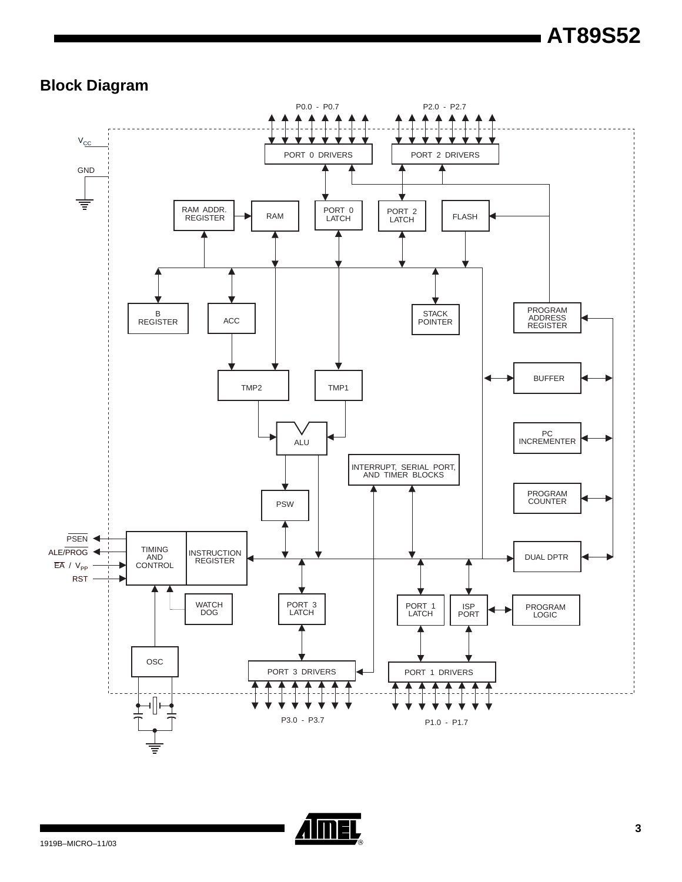## Block Diagram

P0.0 - P0.7

P2.0 - P2.7

$V_{CC}$

GND

PORT 0 DRIVERS

PORT 2 DRIVERS

RAM ADDR. REGISTER

RAM

PORT 0 LATCH

PORT 2 LATCH

FLASH

B REGISTER

ACC

STACK POINTER

PROGRAM ADDRESS REGISTER

BUFFER

TMP2

TMP1

ALU

PC INCREMENTER

INTERRUPT, SERIAL PORT, AND TIMER BLOCKS

PROGRAM COUNTER

PSW

PSEN

ALE/PROG

EA / $V_{PP}$

RST

TIMING AND CONTROL

INSTRUCTION REGISTER

DUAL DPTR

WATCH DOG

PORT 3 LATCH

PORT 1 LATCH

ISP PORT

PROGRAM LOGIC

OSC

PORT 3 DRIVERS

PORT 1 DRIVERS

P3.0 - P3.7

P1.0 - P1.7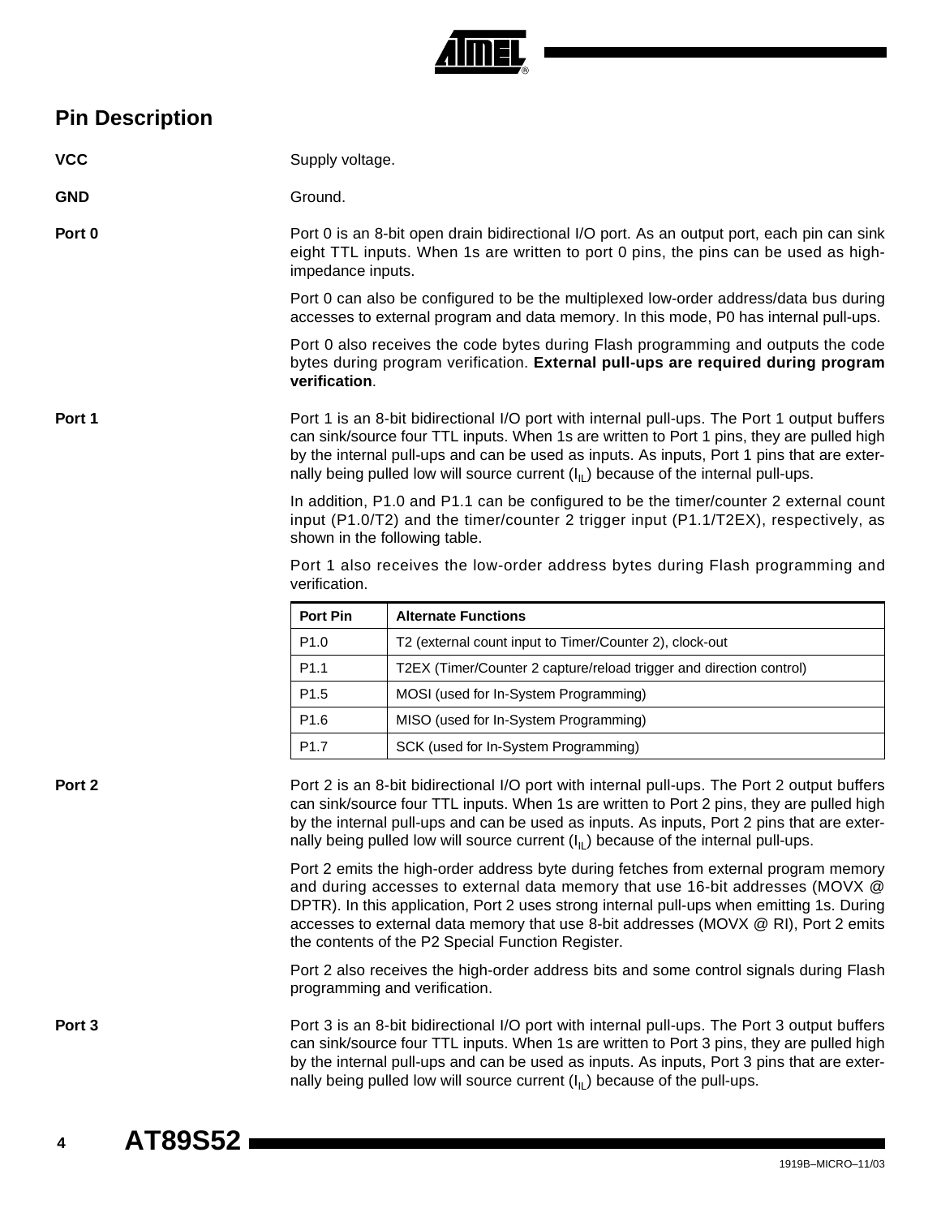## Pin Description

**VCC**

Supply voltage.

**GND**

Ground.

**Port 0**

Port 0 is an 8-bit open drain bidirectional I/O port. As an output port, each pin can sink eight TTL inputs. When 1s are written to port 0 pins, the pins can be used as high-impedance inputs.

Port 0 can also be configured to be the multiplexed low-order address/data bus during accesses to external program and data memory. In this mode, P0 has internal pull-ups.

Port 0 also receives the code bytes during Flash programming and outputs the code bytes during program verification. **External pull-ups are required during program verification**.

**Port 1**

Port 1 is an 8-bit bidirectional I/O port with internal pull-ups. The Port 1 output buffers can sink/source four TTL inputs. When 1s are written to Port 1 pins, they are pulled high by the internal pull-ups and can be used as inputs. As inputs, Port 1 pins that are externally being pulled low will source current ($I_{IL}$) because of the internal pull-ups.

In addition, P1.0 and P1.1 can be configured to be the timer/counter 2 external count input (P1.0/T2) and the timer/counter 2 trigger input (P1.1/T2EX), respectively, as shown in the following table.

Port 1 also receives the low-order address bytes during Flash programming and verification.

| Port Pin | Alternate Functions |
|---|---|
| P1.0 | T2 (external count input to Timer/Counter 2), clock-out |
| P1.1 | T2EX (Timer/Counter 2 capture/reload trigger and direction control) |
| P1.5 | MOSI (used for In-System Programming) |
| P1.6 | MISO (used for In-System Programming) |
| P1.7 | SCK (used for In-System Programming) |

**Port 2**

Port 2 is an 8-bit bidirectional I/O port with internal pull-ups. The Port 2 output buffers can sink/source four TTL inputs. When 1s are written to Port 2 pins, they are pulled high by the internal pull-ups and can be used as inputs. As inputs, Port 2 pins that are externally being pulled low will source current ($I_{IL}$) because of the internal pull-ups.

Port 2 emits the high-order address byte during fetches from external program memory and during accesses to external data memory that use 16-bit addresses (MOVX @ DPTR). In this application, Port 2 uses strong internal pull-ups when emitting 1s. During accesses to external data memory that use 8-bit addresses (MOVX @ RI), Port 2 emits the contents of the P2 Special Function Register.

Port 2 also receives the high-order address bits and some control signals during Flash programming and verification.

**Port 3**

Port 3 is an 8-bit bidirectional I/O port with internal pull-ups. The Port 3 output buffers can sink/source four TTL inputs. When 1s are written to Port 3 pins, they are pulled high by the internal pull-ups and can be used as inputs. As inputs, Port 3 pins that are externally being pulled low will source current ($I_{IL}$) because of the pull-ups.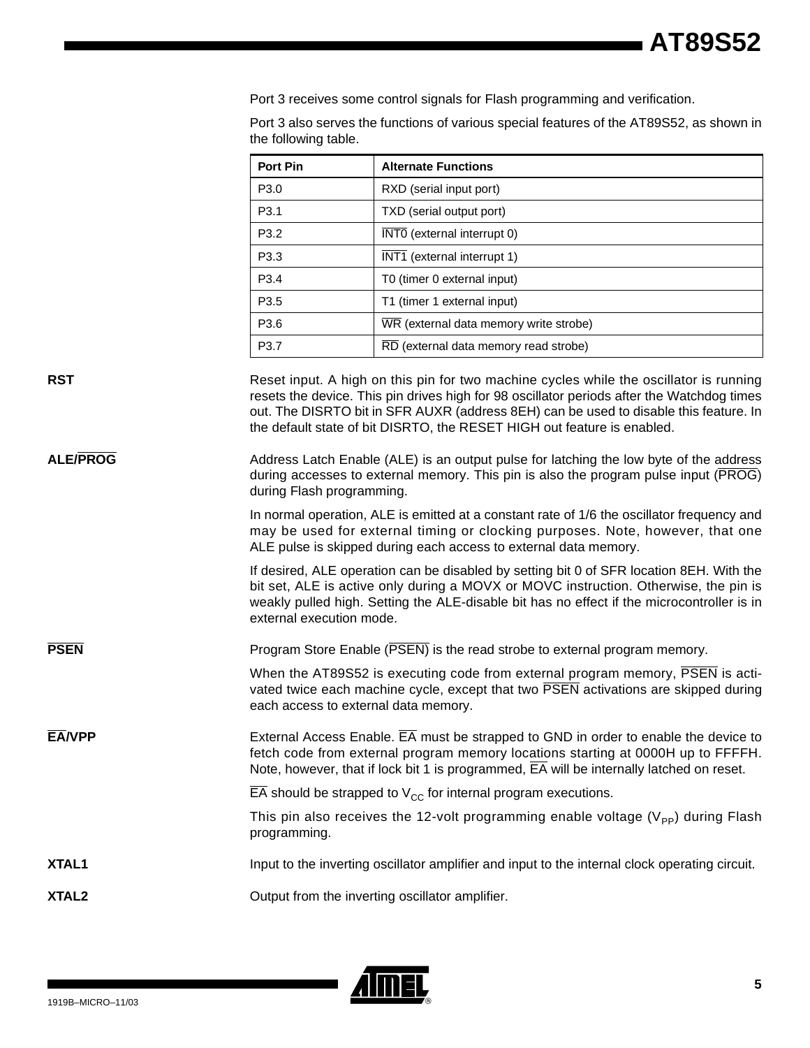Port 3 receives some control signals for Flash programming and verification.

Port 3 also serves the functions of various special features of the AT89S52, as shown in the following table.

| Port Pin | Alternate Functions |
| --- | --- |
| P3.0 | RXD (serial input port) |
| P3.1 | TXD (serial output port) |
| P3.2 | $\overline{\text{INT0}}$ (external interrupt 0) |
| P3.3 | $\overline{\text{INT1}}$ (external interrupt 1) |
| P3.4 | T0 (timer 0 external input) |
| P3.5 | T1 (timer 1 external input) |
| P3.6 | $\overline{\text{WR}}$ (external data memory write strobe) |
| P3.7 | $\overline{\text{RD}}$ (external data memory read strobe) |

**RST**

Reset input. A high on this pin for two machine cycles while the oscillator is running resets the device. This pin drives high for 98 oscillator periods after the Watchdog times out. The DISRTO bit in SFR AUXR (address 8EH) can be used to disable this feature. In the default state of bit DISRTO, the RESET HIGH out feature is enabled.

**ALE/$\overline{\text{PROG}}$**

Address Latch Enable (ALE) is an output pulse for latching the low byte of the address during accesses to external memory. This pin is also the program pulse input ($\overline{\text{PROG}}$) during Flash programming.

In normal operation, ALE is emitted at a constant rate of 1/6 the oscillator frequency and may be used for external timing or clocking purposes. Note, however, that one ALE pulse is skipped during each access to external data memory.

If desired, ALE operation can be disabled by setting bit 0 of SFR location 8EH. With the bit set, ALE is active only during a MOVX or MOVC instruction. Otherwise, the pin is weakly pulled high. Setting the ALE-disable bit has no effect if the microcontroller is in external execution mode.

**$\overline{\text{PSEN}}$**

Program Store Enable ($\overline{\text{PSEN}}$) is the read strobe to external program memory.

When the AT89S52 is executing code from external program memory, $\overline{\text{PSEN}}$ is activated twice each machine cycle, except that two $\overline{\text{PSEN}}$ activations are skipped during each access to external data memory.

**$\overline{\text{EA}}$/VPP**

External Access Enable. $\overline{\text{EA}}$ must be strapped to GND in order to enable the device to fetch code from external program memory locations starting at 0000H up to FFFFH. Note, however, that if lock bit 1 is programmed, $\overline{\text{EA}}$ will be internally latched on reset.

$\overline{\text{EA}}$ should be strapped to $V_{CC}$ for internal program executions.

This pin also receives the 12-volt programming enable voltage ($V_{PP}$) during Flash programming.

**XTAL1**

Input to the inverting oscillator amplifier and input to the internal clock operating circuit.

**XTAL2**

Output from the inverting oscillator amplifier.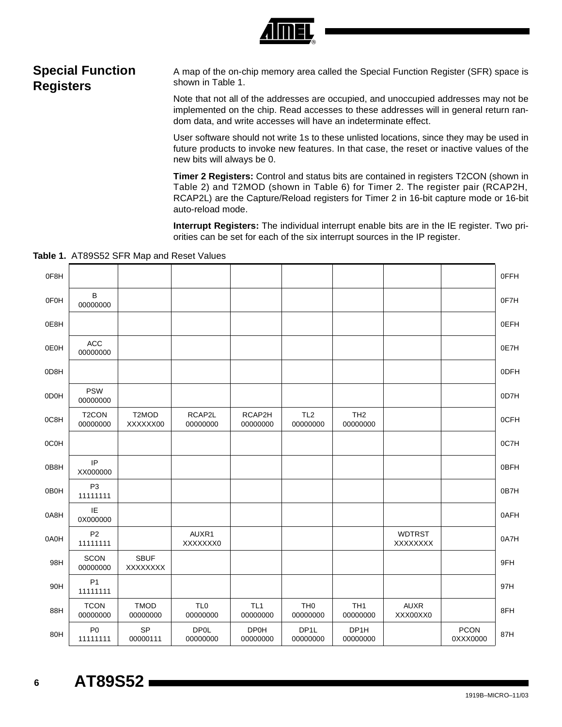## Special Function Registers

A map of the on-chip memory area called the Special Function Register (SFR) space is shown in Table 1.

Note that not all of the addresses are occupied, and unoccupied addresses may not be implemented on the chip. Read accesses to these addresses will in general return random data, and write accesses will have an indeterminate effect.

User software should not write 1s to these unlisted locations, since they may be used in future products to invoke new features. In that case, the reset or inactive values of the new bits will always be 0.

**Timer 2 Registers:** Control and status bits are contained in registers T2CON (shown in Table 2) and T2MOD (shown in Table 6) for Timer 2. The register pair (RCAP2H, RCAP2L) are the Capture/Reload registers for Timer 2 in 16-bit capture mode or 16-bit auto-reload mode.

**Interrupt Registers:** The individual interrupt enable bits are in the IE register. Two priorities can be set for each of the six interrupt sources in the IP register.

**Table 1.** AT89S52 SFR Map and Reset Values

| | | | | | | | | | |
|---|---|---|---|---|---|---|---|---|---|
| 0F8H | | | | | | | | | 0FFH |
| 0F0H | B 00000000 | | | | | | | | 0F7H |
| 0E8H | | | | | | | | | 0EFH |
| 0E0H | ACC 00000000 | | | | | | | | 0E7H |
| 0D8H | | | | | | | | | 0DFH |
| 0D0H | PSW 00000000 | | | | | | | | 0D7H |
| 0C8H | T2CON 00000000 | T2MOD XXXXXX00 | RCAP2L 00000000 | RCAP2H 00000000 | TL2 00000000 | TH2 00000000 | | | 0CFH |
| 0C0H | | | | | | | | | 0C7H |
| 0B8H | IP XX000000 | | | | | | | | 0BFH |
| 0B0H | P3 11111111 | | | | | | | | 0B7H |
| 0A8H | IE 0X000000 | | | | | | | | 0AFH |
| 0A0H | P2 11111111 | | AUXR1 XXXXXXX0 | | | | WDTRST XXXXXXXX | | 0A7H |
| 98H | SCON 00000000 | SBUF XXXXXXXX | | | | | | | 9FH |
| 90H | P1 11111111 | | | | | | | | 97H |
| 88H | TCON 00000000 | TMOD 00000000 | TL0 00000000 | TL1 00000000 | TH0 00000000 | TH1 00000000 | AUXR XXX00XX0 | | 8FH |
| 80H | P0 11111111 | SP 00000111 | DP0L 00000000 | DP0H 00000000 | DP1L 00000000 | DP1H 00000000 | | PCON 0XXX0000 | 87H |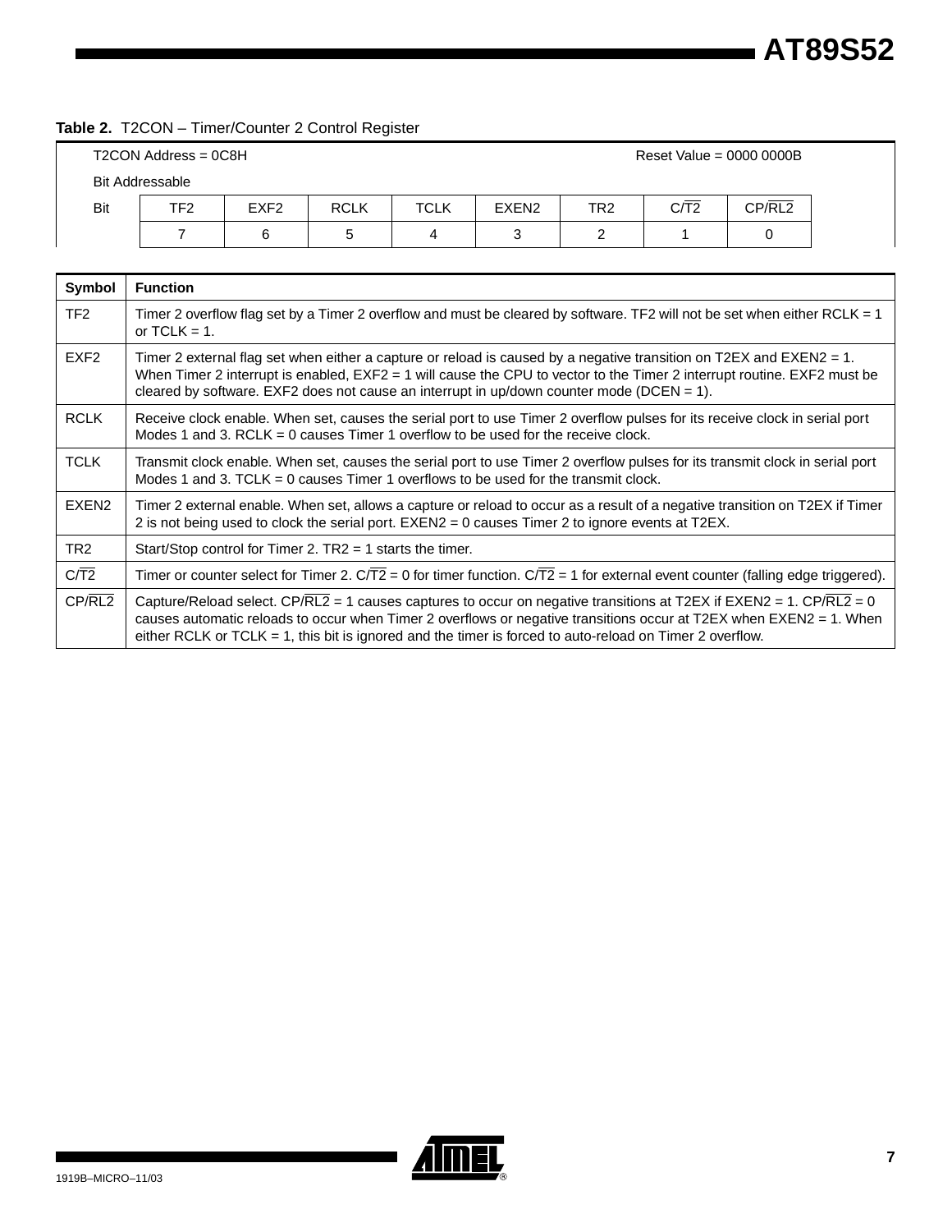**Table 2.** T2CON – Timer/Counter 2 Control Register

T2CON Address = 0C8H Reset Value = 0000 0000B

Bit Addressable

| Bit | TF2 | EXF2 | RCLK | TCLK | EXEN2 | TR2 | C/$\overline{T2}$ | CP/$\overline{RL2}$ |
|---|---|---|---|---|---|---|---|---|
| | 7 | 6 | 5 | 4 | 3 | 2 | 1 | 0 |

| Symbol | Function |
|---|---|
| TF2 | Timer 2 overflow flag set by a Timer 2 overflow and must be cleared by software. TF2 will not be set when either RCLK = 1 or TCLK = 1. |
| EXF2 | Timer 2 external flag set when either a capture or reload is caused by a negative transition on T2EX and EXEN2 = 1. When Timer 2 interrupt is enabled, EXF2 = 1 will cause the CPU to vector to the Timer 2 interrupt routine. EXF2 must be cleared by software. EXF2 does not cause an interrupt in up/down counter mode (DCEN = 1). |
| RCLK | Receive clock enable. When set, causes the serial port to use Timer 2 overflow pulses for its receive clock in serial port Modes 1 and 3. RCLK = 0 causes Timer 1 overflow to be used for the receive clock. |
| TCLK | Transmit clock enable. When set, causes the serial port to use Timer 2 overflow pulses for its transmit clock in serial port Modes 1 and 3. TCLK = 0 causes Timer 1 overflows to be used for the transmit clock. |
| EXEN2 | Timer 2 external enable. When set, allows a capture or reload to occur as a result of a negative transition on T2EX if Timer 2 is not being used to clock the serial port. EXEN2 = 0 causes Timer 2 to ignore events at T2EX. |
| TR2 | Start/Stop control for Timer 2. TR2 = 1 starts the timer. |
| C/$\overline{T2}$ | Timer or counter select for Timer 2. C/$\overline{T2}$ = 0 for timer function. C/$\overline{T2}$ = 1 for external event counter (falling edge triggered). |
| CP/$\overline{RL2}$ | Capture/Reload select. CP/$\overline{RL2}$ = 1 causes captures to occur on negative transitions at T2EX if EXEN2 = 1. CP/$\overline{RL2}$ = 0 causes automatic reloads to occur when Timer 2 overflows or negative transitions occur at T2EX when EXEN2 = 1. When either RCLK or TCLK = 1, this bit is ignored and the timer is forced to auto-reload on Timer 2 overflow. |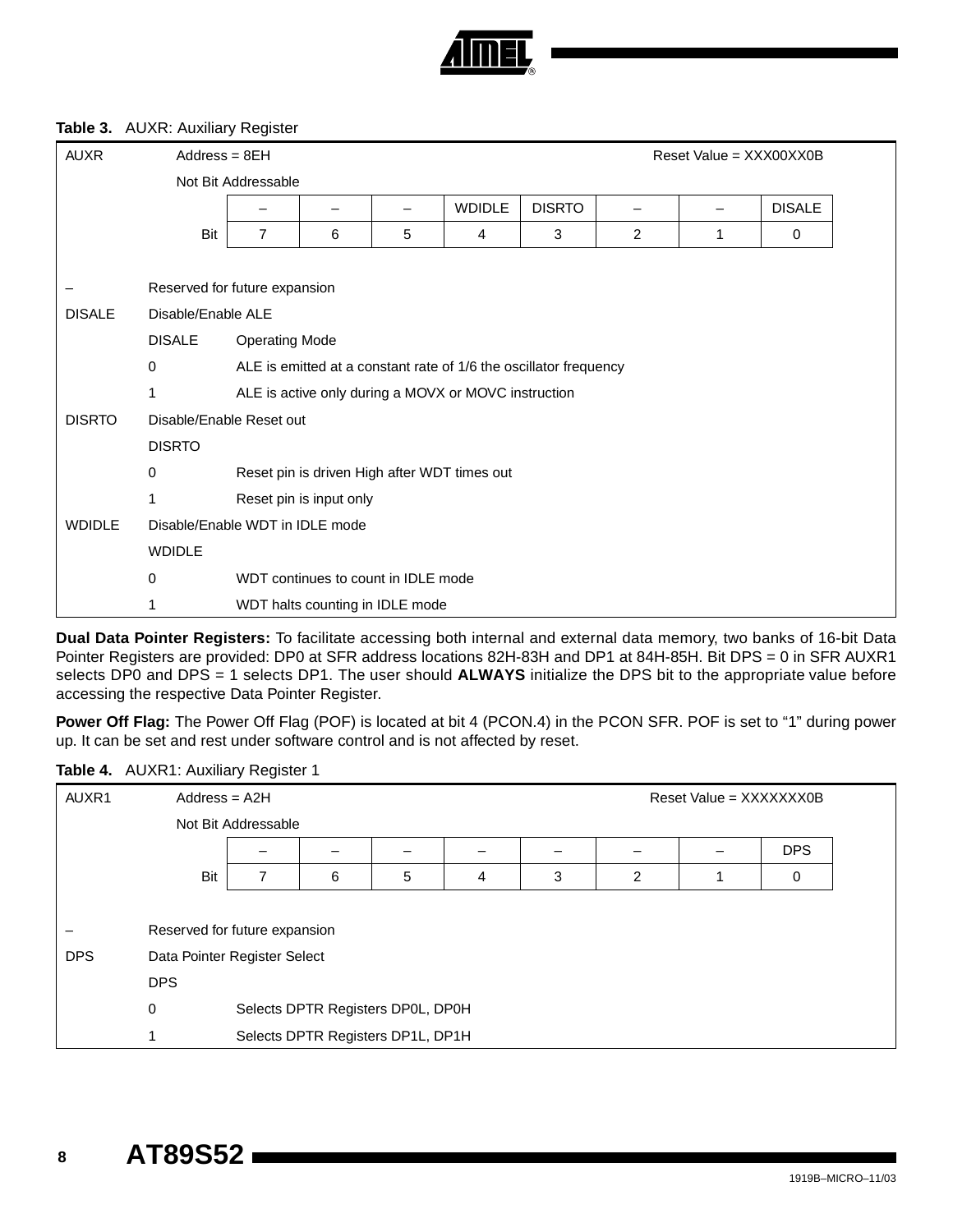**Table 3.** AUXR: Auxiliary Register

| AUXR | Address = 8EH | | | | | | Reset Value = XXX00XX0B | |
|---|---|---|---|---|---|---|---|---|
| | Not Bit Addressable | | | | | | | |
| | – | – | – | WDIDLE | DISRTO | – | – | DISALE |
| Bit | 7 | 6 | 5 | 4 | 3 | 2 | 1 | 0 |

| | | |
|---|---|---|
| – | Reserved for future expansion | |
| DISALE | Disable/Enable ALE | |
| | DISALE | Operating Mode |
| | 0 | ALE is emitted at a constant rate of 1/6 the oscillator frequency |
| | 1 | ALE is active only during a MOVX or MOVC instruction |
| DISRTO | Disable/Enable Reset out | |
| | DISRTO | |
| | 0 | Reset pin is driven High after WDT times out |
| | 1 | Reset pin is input only |
| WDIDLE | Disable/Enable WDT in IDLE mode | |
| | WDIDLE | |
| | 0 | WDT continues to count in IDLE mode |
| | 1 | WDT halts counting in IDLE mode |

**Dual Data Pointer Registers:** To facilitate accessing both internal and external data memory, two banks of 16-bit Data Pointer Registers are provided: DP0 at SFR address locations 82H-83H and DP1 at 84H-85H. Bit DPS = 0 in SFR AUXR1 selects DP0 and DPS = 1 selects DP1. The user should **ALWAYS** initialize the DPS bit to the appropriate value before accessing the respective Data Pointer Register.

**Power Off Flag:** The Power Off Flag (POF) is located at bit 4 (PCON.4) in the PCON SFR. POF is set to "1" during power up. It can be set and rest under software control and is not affected by reset.

**Table 4.** AUXR1: Auxiliary Register 1

| AUXR1 | Address = A2H | | | | | | Reset Value = XXXXXXX0B | |
|---|---|---|---|---|---|---|---|---|
| | Not Bit Addressable | | | | | | | |
| | – | – | – | – | – | – | – | DPS |
| Bit | 7 | 6 | 5 | 4 | 3 | 2 | 1 | 0 |

| | | |
|---|---|---|
| – | Reserved for future expansion | |
| DPS | Data Pointer Register Select | |
| | DPS | |
| | 0 | Selects DPTR Registers DP0L, DP0H |
| | 1 | Selects DPTR Registers DP1L, DP1H |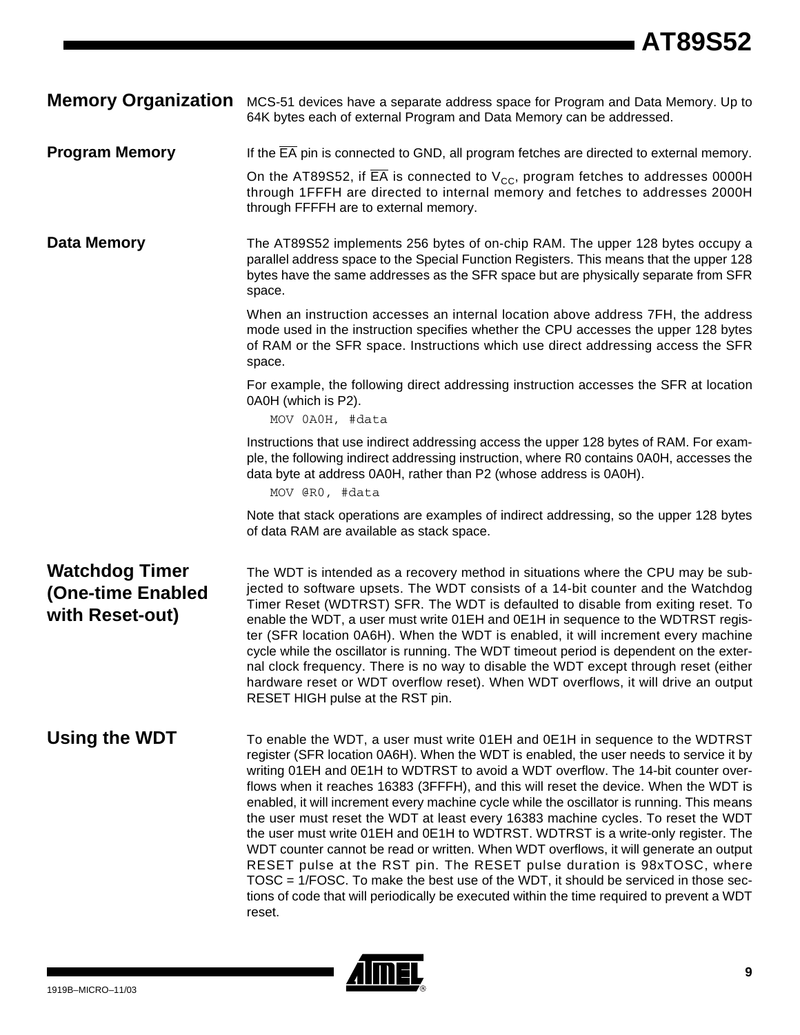## Memory Organization

MCS-51 devices have a separate address space for Program and Data Memory. Up to 64K bytes each of external Program and Data Memory can be addressed.

### Program Memory

If the $\overline{EA}$ pin is connected to GND, all program fetches are directed to external memory.

On the AT89S52, if $\overline{EA}$ is connected to $V_{CC}$, program fetches to addresses 0000H through 1FFFH are directed to internal memory and fetches to addresses 2000H through FFFFH are to external memory.

### Data Memory

The AT89S52 implements 256 bytes of on-chip RAM. The upper 128 bytes occupy a parallel address space to the Special Function Registers. This means that the upper 128 bytes have the same addresses as the SFR space but are physically separate from SFR space.

When an instruction accesses an internal location above address 7FH, the address mode used in the instruction specifies whether the CPU accesses the upper 128 bytes of RAM or the SFR space. Instructions which use direct addressing access the SFR space.

For example, the following direct addressing instruction accesses the SFR at location 0A0H (which is P2).

```
MOV 0A0H, #data
```

Instructions that use indirect addressing access the upper 128 bytes of RAM. For example, the following indirect addressing instruction, where R0 contains 0A0H, accesses the data byte at address 0A0H, rather than P2 (whose address is 0A0H).

```
MOV @R0, #data
```

Note that stack operations are examples of indirect addressing, so the upper 128 bytes of data RAM are available as stack space.

## Watchdog Timer (One-time Enabled with Reset-out)

The WDT is intended as a recovery method in situations where the CPU may be subjected to software upsets. The WDT consists of a 14-bit counter and the Watchdog Timer Reset (WDTRST) SFR. The WDT is defaulted to disable from exiting reset. To enable the WDT, a user must write 01EH and 0E1H in sequence to the WDTRST register (SFR location 0A6H). When the WDT is enabled, it will increment every machine cycle while the oscillator is running. The WDT timeout period is dependent on the external clock frequency. There is no way to disable the WDT except through reset (either hardware reset or WDT overflow reset). When WDT overflows, it will drive an output RESET HIGH pulse at the RST pin.

## Using the WDT

To enable the WDT, a user must write 01EH and 0E1H in sequence to the WDTRST register (SFR location 0A6H). When the WDT is enabled, the user needs to service it by writing 01EH and 0E1H to WDTRST to avoid a WDT overflow. The 14-bit counter overflows when it reaches 16383 (3FFFH), and this will reset the device. When the WDT is enabled, it will increment every machine cycle while the oscillator is running. This means the user must reset the WDT at least every 16383 machine cycles. To reset the WDT the user must write 01EH and 0E1H to WDTRST. WDTRST is a write-only register. The WDT counter cannot be read or written. When WDT overflows, it will generate an output RESET pulse at the RST pin. The RESET pulse duration is 98xTOSC, where TOSC = 1/FOSC. To make the best use of the WDT, it should be serviced in those sections of code that will periodically be executed within the time required to prevent a WDT reset.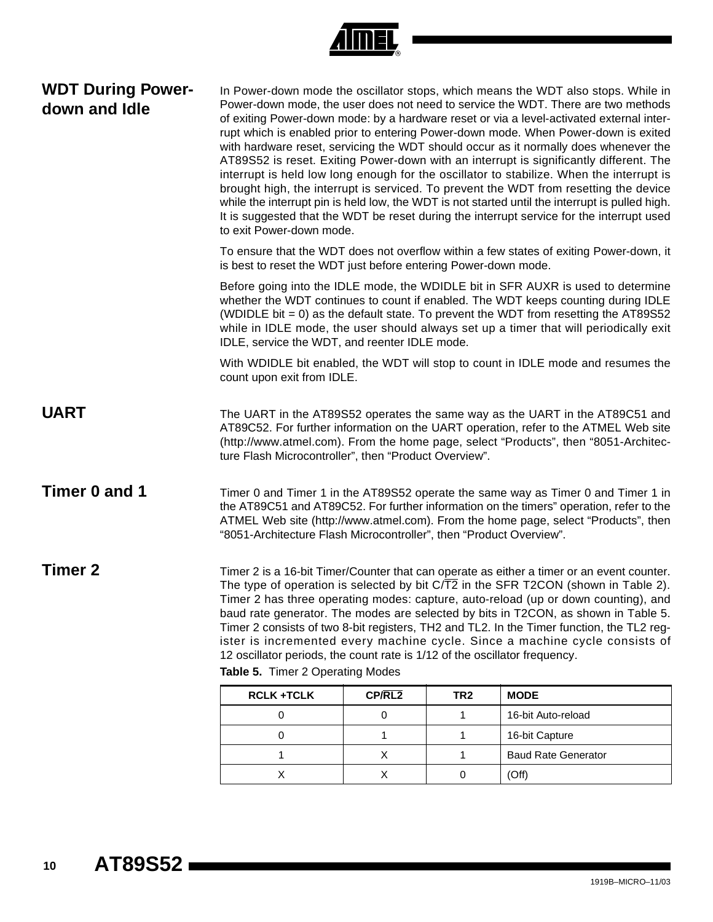## WDT During Power-down and Idle

In Power-down mode the oscillator stops, which means the WDT also stops. While in Power-down mode, the user does not need to service the WDT. There are two methods of exiting Power-down mode: by a hardware reset or via a level-activated external interrupt which is enabled prior to entering Power-down mode. When Power-down is exited with hardware reset, servicing the WDT should occur as it normally does whenever the AT89S52 is reset. Exiting Power-down with an interrupt is significantly different. The interrupt is held low long enough for the oscillator to stabilize. When the interrupt is brought high, the interrupt is serviced. To prevent the WDT from resetting the device while the interrupt pin is held low, the WDT is not started until the interrupt is pulled high. It is suggested that the WDT be reset during the interrupt service for the interrupt used to exit Power-down mode.

To ensure that the WDT does not overflow within a few states of exiting Power-down, it is best to reset the WDT just before entering Power-down mode.

Before going into the IDLE mode, the WDIDLE bit in SFR AUXR is used to determine whether the WDT continues to count if enabled. The WDT keeps counting during IDLE (WDIDLE bit = 0) as the default state. To prevent the WDT from resetting the AT89S52 while in IDLE mode, the user should always set up a timer that will periodically exit IDLE, service the WDT, and reenter IDLE mode.

With WDIDLE bit enabled, the WDT will stop to count in IDLE mode and resumes the count upon exit from IDLE.

## UART

The UART in the AT89S52 operates the same way as the UART in the AT89C51 and AT89C52. For further information on the UART operation, refer to the ATMEL Web site (http://www.atmel.com). From the home page, select “Products”, then “8051-Architecture Flash Microcontroller”, then “Product Overview”.

## Timer 0 and 1

Timer 0 and Timer 1 in the AT89S52 operate the same way as Timer 0 and Timer 1 in the AT89C51 and AT89C52. For further information on the timers” operation, refer to the ATMEL Web site (http://www.atmel.com). From the home page, select “Products”, then “8051-Architecture Flash Microcontroller”, then “Product Overview”.

## Timer 2

Timer 2 is a 16-bit Timer/Counter that can operate as either a timer or an event counter. The type of operation is selected by bit C/$\overline{\text{T2}}$ in the SFR T2CON (shown in Table 2). Timer 2 has three operating modes: capture, auto-reload (up or down counting), and baud rate generator. The modes are selected by bits in T2CON, as shown in Table 5. Timer 2 consists of two 8-bit registers, TH2 and TL2. In the Timer function, the TL2 register is incremented every machine cycle. Since a machine cycle consists of 12 oscillator periods, the count rate is 1/12 of the oscillator frequency.

**Table 5.** Timer 2 Operating Modes

| RCLK +TCLK | CP/$\overline{\text{RL2}}$ | TR2 | MODE |
|---|---|---|---|
| 0 | 0 | 1 | 16-bit Auto-reload |
| 0 | 1 | 1 | 16-bit Capture |
| 1 | X | 1 | Baud Rate Generator |
| X | X | 0 | (Off) |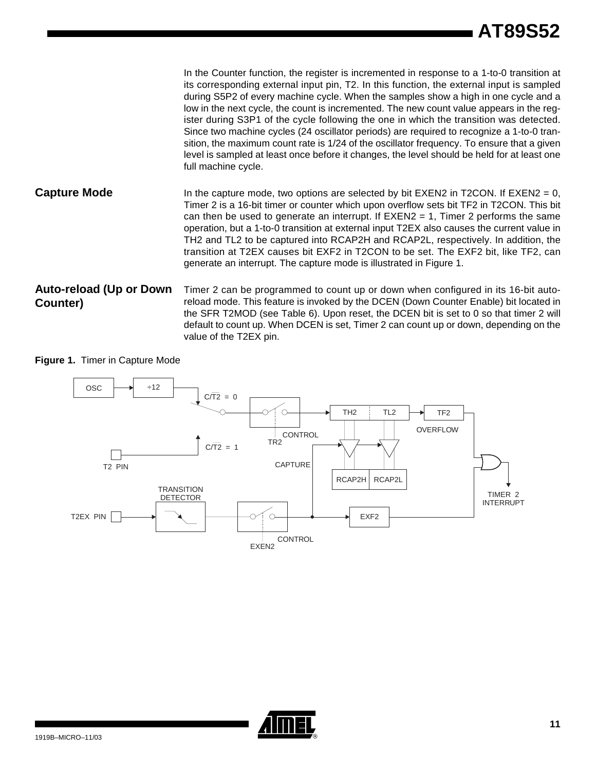In the Counter function, the register is incremented in response to a 1-to-0 transition at its corresponding external input pin, T2. In this function, the external input is sampled during S5P2 of every machine cycle. When the samples show a high in one cycle and a low in the next cycle, the count is incremented. The new count value appears in the register during S3P1 of the cycle following the one in which the transition was detected. Since two machine cycles (24 oscillator periods) are required to recognize a 1-to-0 transition, the maximum count rate is 1/24 of the oscillator frequency. To ensure that a given level is sampled at least once before it changes, the level should be held for at least one full machine cycle.

## Capture Mode

In the capture mode, two options are selected by bit EXEN2 in T2CON. If EXEN2 = 0, Timer 2 is a 16-bit timer or counter which upon overflow sets bit TF2 in T2CON. This bit can then be used to generate an interrupt. If EXEN2 = 1, Timer 2 performs the same operation, but a 1-to-0 transition at external input T2EX also causes the current value in TH2 and TL2 to be captured into RCAP2H and RCAP2L, respectively. In addition, the transition at T2EX causes bit EXF2 in T2CON to be set. The EXF2 bit, like TF2, can generate an interrupt. The capture mode is illustrated in Figure 1.

## Auto-reload (Up or Down Counter)

Timer 2 can be programmed to count up or down when configured in its 16-bit auto-reload mode. This feature is invoked by the DCEN (Down Counter Enable) bit located in the SFR T2MOD (see Table 6). Upon reset, the DCEN bit is set to 0 so that timer 2 will default to count up. When DCEN is set, Timer 2 can count up or down, depending on the value of the T2EX pin.

**Figure 1.** Timer in Capture Mode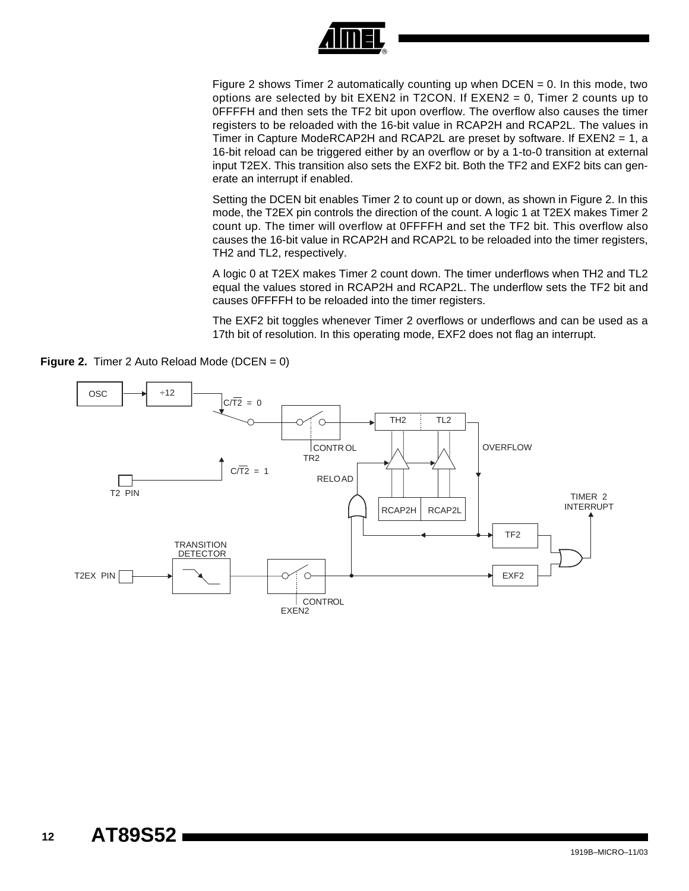Figure 2 shows Timer 2 automatically counting up when DCEN = 0. In this mode, two options are selected by bit EXEN2 in T2CON. If EXEN2 = 0, Timer 2 counts up to 0FFFFH and then sets the TF2 bit upon overflow. The overflow also causes the timer registers to be reloaded with the 16-bit value in RCAP2H and RCAP2L. The values in Timer in Capture ModeRCAP2H and RCAP2L are preset by software. If EXEN2 = 1, a 16-bit reload can be triggered either by an overflow or by a 1-to-0 transition at external input T2EX. This transition also sets the EXF2 bit. Both the TF2 and EXF2 bits can generate an interrupt if enabled.

Setting the DCEN bit enables Timer 2 to count up or down, as shown in Figure 2. In this mode, the T2EX pin controls the direction of the count. A logic 1 at T2EX makes Timer 2 count up. The timer will overflow at 0FFFFH and set the TF2 bit. This overflow also causes the 16-bit value in RCAP2H and RCAP2L to be reloaded into the timer registers, TH2 and TL2, respectively.

A logic 0 at T2EX makes Timer 2 count down. The timer underflows when TH2 and TL2 equal the values stored in RCAP2H and RCAP2L. The underflow sets the TF2 bit and causes 0FFFFH to be reloaded into the timer registers.

The EXF2 bit toggles whenever Timer 2 overflows or underflows and can be used as a 17th bit of resolution. In this operating mode, EXF2 does not flag an interrupt.

**Figure 2.** Timer 2 Auto Reload Mode (DCEN = 0)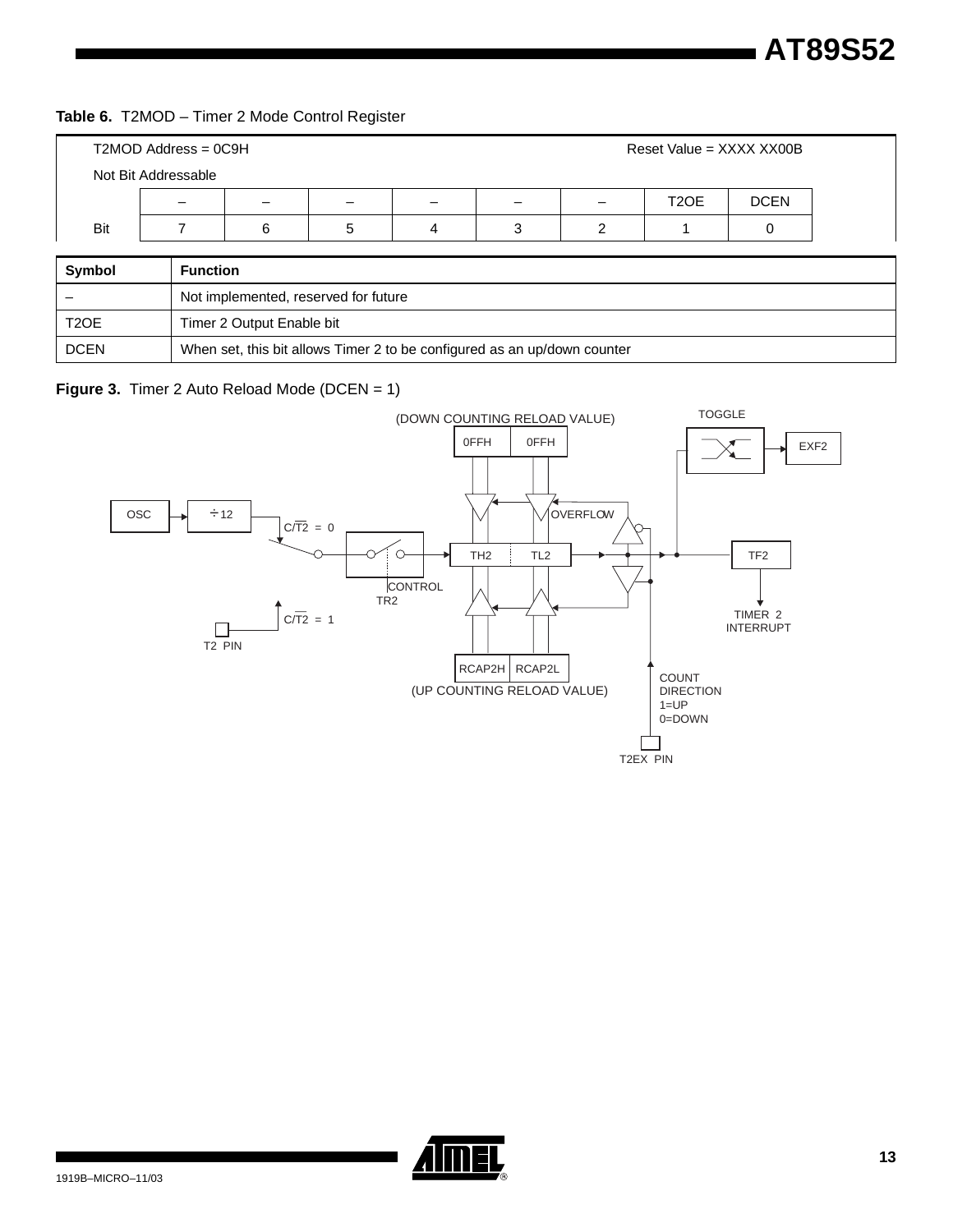**Table 6.** T2MOD – Timer 2 Mode Control Register

| T2MOD Address = 0C9H | | | | | | | | Reset Value = XXXX XX00B |
|---|---|---|---|---|---|---|---|---|
| Not Bit Addressable | | | | | | | | |
| | – | – | – | – | – | – | T2OE | DCEN |
| Bit | 7 | 6 | 5 | 4 | 3 | 2 | 1 | 0 |

| Symbol | Function |
|---|---|
| – | Not implemented, reserved for future |
| T2OE | Timer 2 Output Enable bit |
| DCEN | When set, this bit allows Timer 2 to be configured as an up/down counter |

**Figure 3.** Timer 2 Auto Reload Mode (DCEN = 1)

(DOWN COUNTING RELOAD VALUE) TOGGLE 0FFH 0FFH EXF2 OSC ÷12 OVERFLOW C/$\overline{T2}$ = 0 TH2 TL2 TF2 CONTROL TR2 C/$\overline{T2}$ = 1 TIMER 2 INTERRUPT T2 PIN RCAP2H RCAP2L (UP COUNTING RELOAD VALUE) COUNT DIRECTION 1=UP 0=DOWN T2EX PIN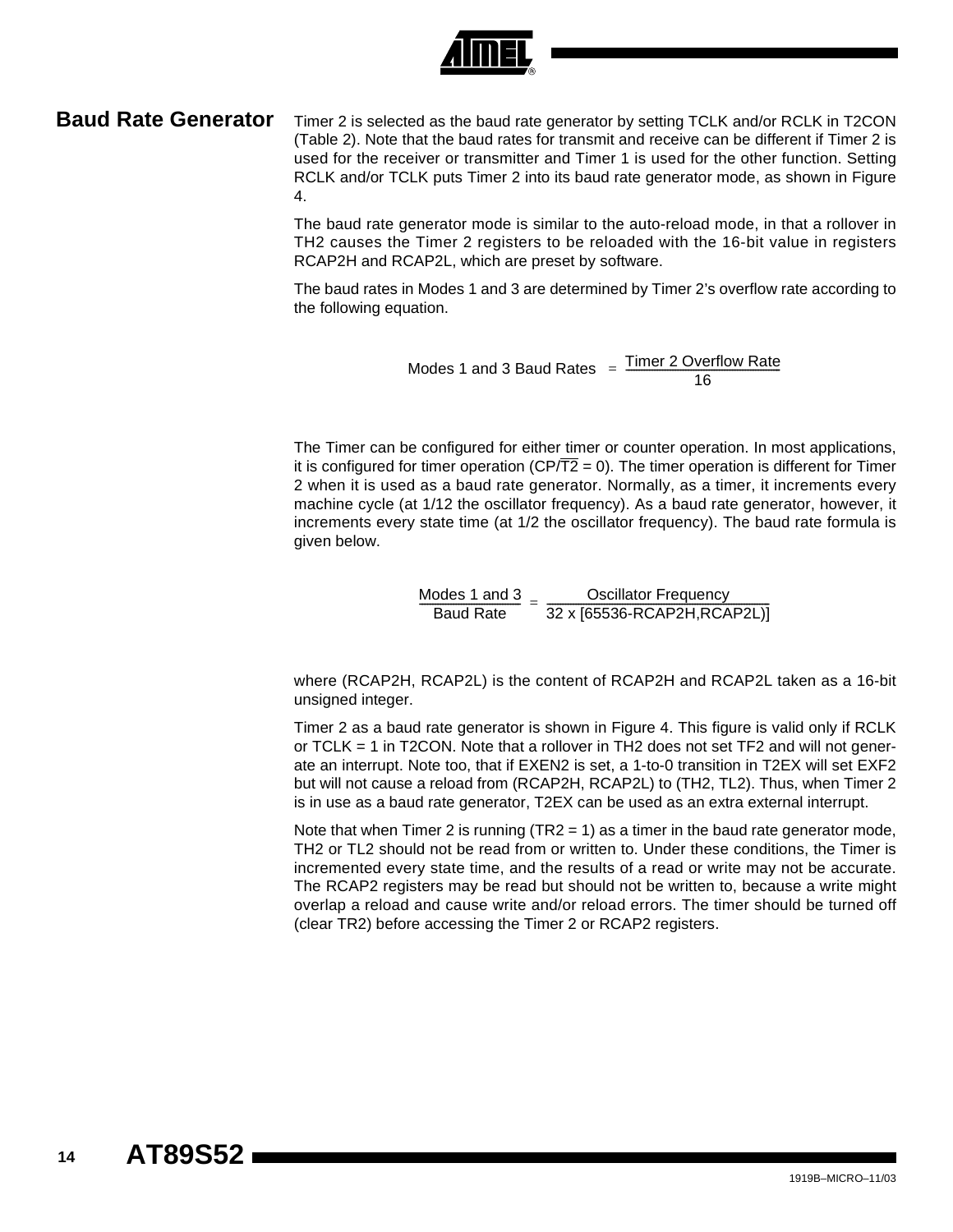## Baud Rate Generator

Timer 2 is selected as the baud rate generator by setting TCLK and/or RCLK in T2CON (Table 2). Note that the baud rates for transmit and receive can be different if Timer 2 is used for the receiver or transmitter and Timer 1 is used for the other function. Setting RCLK and/or TCLK puts Timer 2 into its baud rate generator mode, as shown in Figure 4.

The baud rate generator mode is similar to the auto-reload mode, in that a rollover in TH2 causes the Timer 2 registers to be reloaded with the 16-bit value in registers RCAP2H and RCAP2L, which are preset by software.

The baud rates in Modes 1 and 3 are determined by Timer 2's overflow rate according to the following equation.

$$\text{Modes 1 and 3 Baud Rates} = \frac{\text{Timer 2 Overflow Rate}}{16}$$

The Timer can be configured for either timer or counter operation. In most applications, it is configured for timer operation ($CP/\overline{T2} = 0$). The timer operation is different for Timer 2 when it is used as a baud rate generator. Normally, as a timer, it increments every machine cycle (at 1/12 the oscillator frequency). As a baud rate generator, however, it increments every state time (at 1/2 the oscillator frequency). The baud rate formula is given below.

$$\frac{\text{Modes 1 and 3}}{\text{Baud Rate}} = \frac{\text{Oscillator Frequency}}{32 \times [65536-\text{RCAP2H,RCAP2L})]}$$

where (RCAP2H, RCAP2L) is the content of RCAP2H and RCAP2L taken as a 16-bit unsigned integer.

Timer 2 as a baud rate generator is shown in Figure 4. This figure is valid only if RCLK or TCLK = 1 in T2CON. Note that a rollover in TH2 does not set TF2 and will not generate an interrupt. Note too, that if EXEN2 is set, a 1-to-0 transition in T2EX will set EXF2 but will not cause a reload from (RCAP2H, RCAP2L) to (TH2, TL2). Thus, when Timer 2 is in use as a baud rate generator, T2EX can be used as an extra external interrupt.

Note that when Timer 2 is running (TR2 = 1) as a timer in the baud rate generator mode, TH2 or TL2 should not be read from or written to. Under these conditions, the Timer is incremented every state time, and the results of a read or write may not be accurate. The RCAP2 registers may be read but should not be written to, because a write might overlap a reload and cause write and/or reload errors. The timer should be turned off (clear TR2) before accessing the Timer 2 or RCAP2 registers.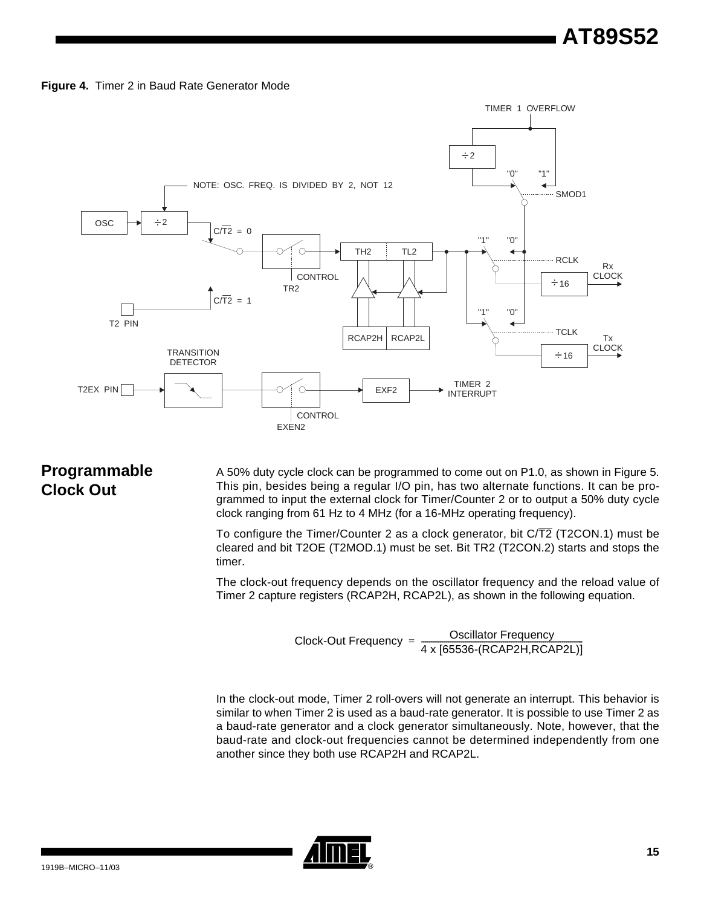**Figure 4.** Timer 2 in Baud Rate Generator Mode

## Programmable Clock Out

A 50% duty cycle clock can be programmed to come out on P1.0, as shown in Figure 5. This pin, besides being a regular I/O pin, has two alternate functions. It can be programmed to input the external clock for Timer/Counter 2 or to output a 50% duty cycle clock ranging from 61 Hz to 4 MHz (for a 16-MHz operating frequency).

To configure the Timer/Counter 2 as a clock generator, bit C/$\overline{T2}$ (T2CON.1) must be cleared and bit T2OE (T2MOD.1) must be set. Bit TR2 (T2CON.2) starts and stops the timer.

The clock-out frequency depends on the oscillator frequency and the reload value of Timer 2 capture registers (RCAP2H, RCAP2L), as shown in the following equation.

$$\text{Clock-Out Frequency} = \frac{\text{Oscillator Frequency}}{4 \times [65536 - (\text{RCAP2H,RCAP2L})]}$$

In the clock-out mode, Timer 2 roll-overs will not generate an interrupt. This behavior is similar to when Timer 2 is used as a baud-rate generator. It is possible to use Timer 2 as a baud-rate generator and a clock generator simultaneously. Note, however, that the baud-rate and clock-out frequencies cannot be determined independently from one another since they both use RCAP2H and RCAP2L.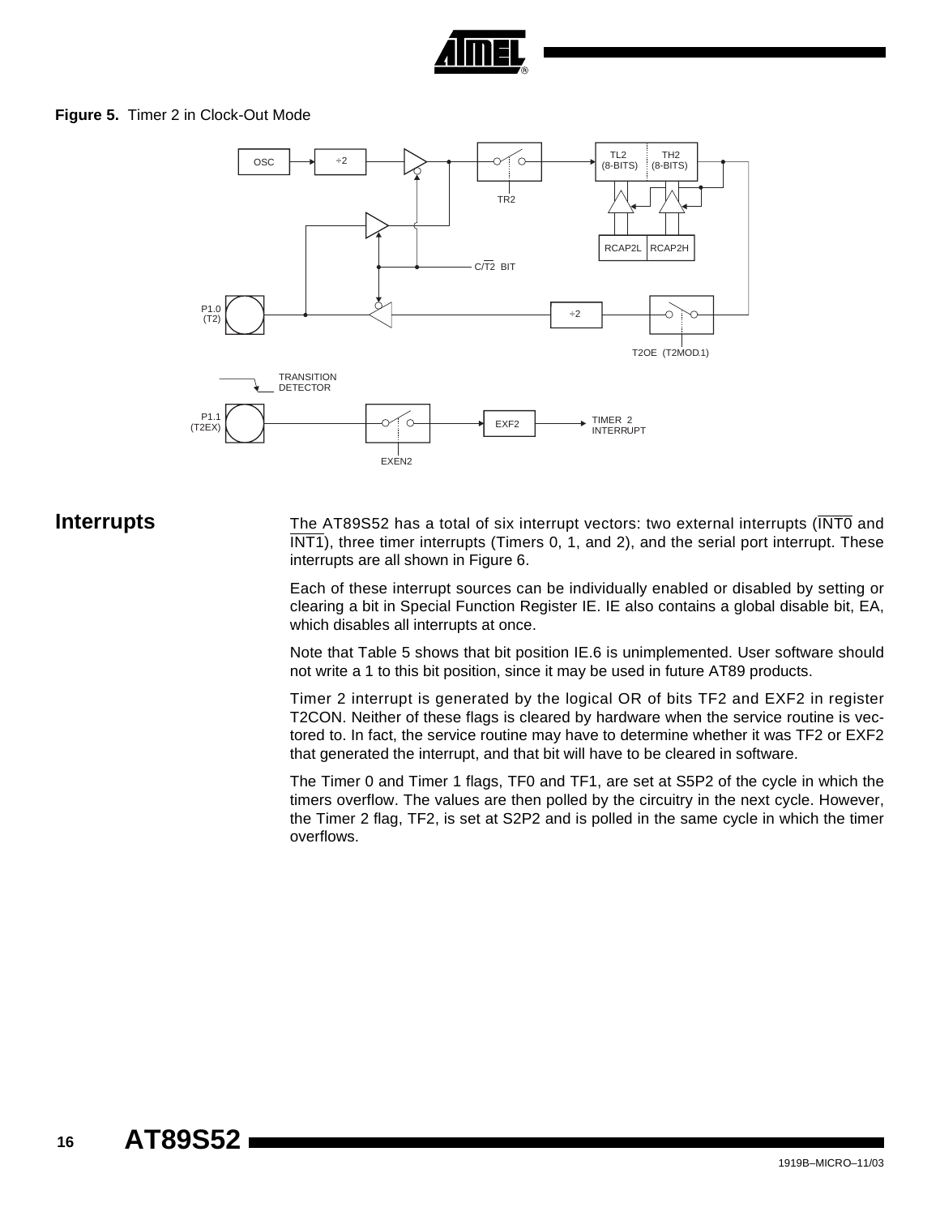**Figure 5.** Timer 2 in Clock-Out Mode

## Interrupts

The AT89S52 has a total of six interrupt vectors: two external interrupts ($\overline{INT0}$ and $\overline{INT1}$), three timer interrupts (Timers 0, 1, and 2), and the serial port interrupt. These interrupts are all shown in Figure 6.

Each of these interrupt sources can be individually enabled or disabled by setting or clearing a bit in Special Function Register IE. IE also contains a global disable bit, EA, which disables all interrupts at once.

Note that Table 5 shows that bit position IE.6 is unimplemented. User software should not write a 1 to this bit position, since it may be used in future AT89 products.

Timer 2 interrupt is generated by the logical OR of bits TF2 and EXF2 in register T2CON. Neither of these flags is cleared by hardware when the service routine is vectored to. In fact, the service routine may have to determine whether it was TF2 or EXF2 that generated the interrupt, and that bit will have to be cleared in software.

The Timer 0 and Timer 1 flags, TF0 and TF1, are set at S5P2 of the cycle in which the timers overflow. The values are then polled by the circuitry in the next cycle. However, the Timer 2 flag, TF2, is set at S2P2 and is polled in the same cycle in which the timer overflows.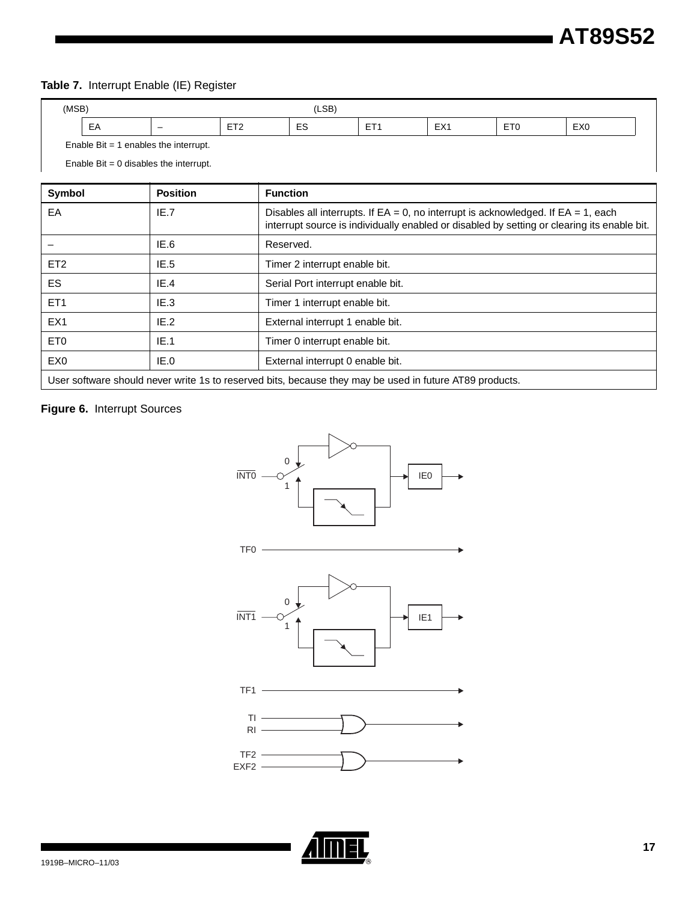**Table 7.** Interrupt Enable (IE) Register

| (MSB) | | | | | | | (LSB) |
|---|---|---|---|---|---|---|---|
| EA | – | ET2 | ES | ET1 | EX1 | ET0 | EX0 |

Enable Bit = 1 enables the interrupt.

Enable Bit = 0 disables the interrupt.

| Symbol | Position | Function |
|---|---|---|
| EA | IE.7 | Disables all interrupts. If EA = 0, no interrupt is acknowledged. If EA = 1, each interrupt source is individually enabled or disabled by setting or clearing its enable bit. |
| – | IE.6 | Reserved. |
| ET2 | IE.5 | Timer 2 interrupt enable bit. |
| ES | IE.4 | Serial Port interrupt enable bit. |
| ET1 | IE.3 | Timer 1 interrupt enable bit. |
| EX1 | IE.2 | External interrupt 1 enable bit. |
| ET0 | IE.1 | Timer 0 interrupt enable bit. |
| EX0 | IE.0 | External interrupt 0 enable bit. |
| User software should never write 1s to reserved bits, because they may be used in future AT89 products. | | |

**Figure 6.** Interrupt Sources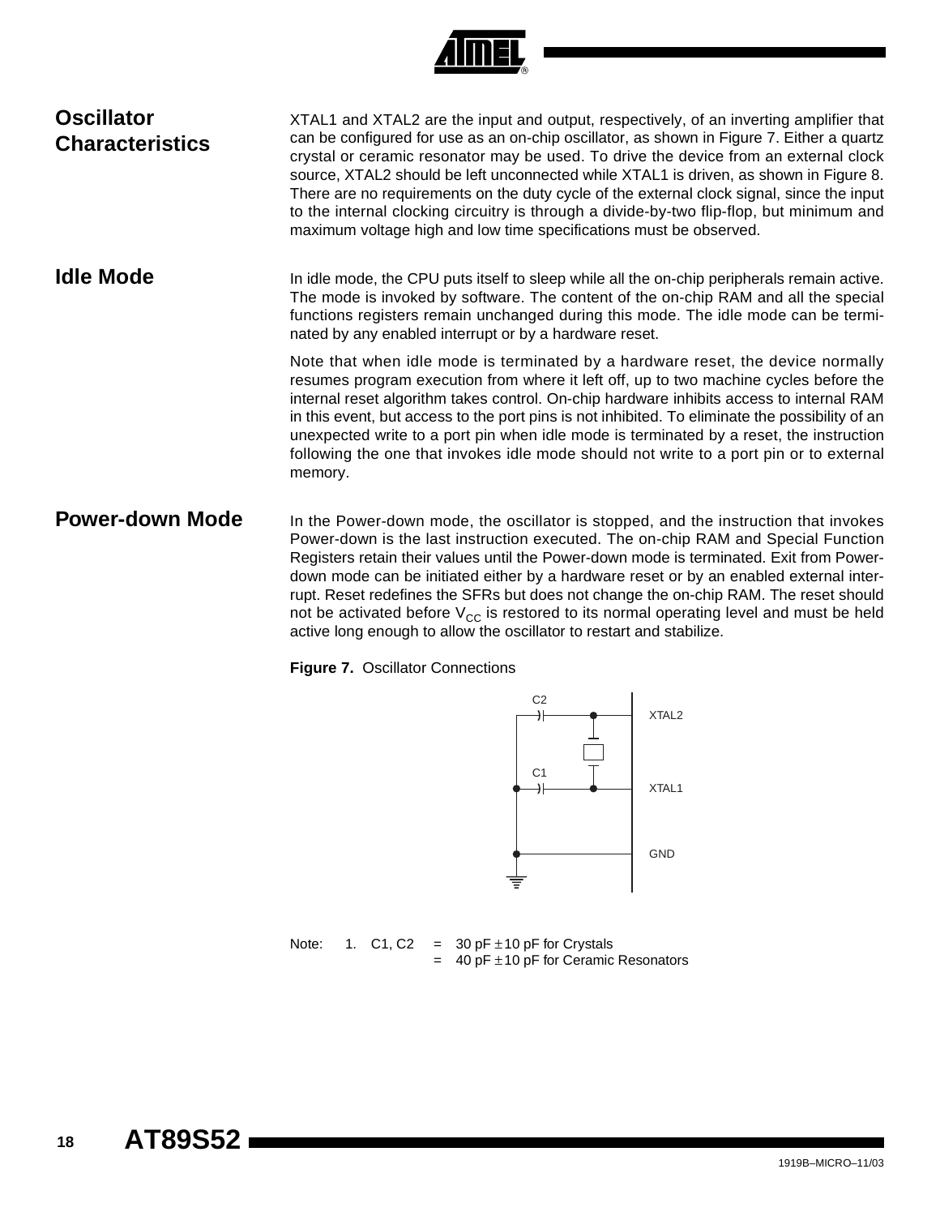## Oscillator Characteristics

XTAL1 and XTAL2 are the input and output, respectively, of an inverting amplifier that can be configured for use as an on-chip oscillator, as shown in Figure 7. Either a quartz crystal or ceramic resonator may be used. To drive the device from an external clock source, XTAL2 should be left unconnected while XTAL1 is driven, as shown in Figure 8. There are no requirements on the duty cycle of the external clock signal, since the input to the internal clocking circuitry is through a divide-by-two flip-flop, but minimum and maximum voltage high and low time specifications must be observed.

## Idle Mode

In idle mode, the CPU puts itself to sleep while all the on-chip peripherals remain active. The mode is invoked by software. The content of the on-chip RAM and all the special functions registers remain unchanged during this mode. The idle mode can be terminated by any enabled interrupt or by a hardware reset.

Note that when idle mode is terminated by a hardware reset, the device normally resumes program execution from where it left off, up to two machine cycles before the internal reset algorithm takes control. On-chip hardware inhibits access to internal RAM in this event, but access to the port pins is not inhibited. To eliminate the possibility of an unexpected write to a port pin when idle mode is terminated by a reset, the instruction following the one that invokes idle mode should not write to a port pin or to external memory.

## Power-down Mode

In the Power-down mode, the oscillator is stopped, and the instruction that invokes Power-down is the last instruction executed. The on-chip RAM and Special Function Registers retain their values until the Power-down mode is terminated. Exit from Power-down mode can be initiated either by a hardware reset or by an enabled external interrupt. Reset redefines the SFRs but does not change the on-chip RAM. The reset should not be activated before $V_{CC}$ is restored to its normal operating level and must be held active long enough to allow the oscillator to restart and stabilize.

**Figure 7.** Oscillator Connections

C2 XTAL2

C1 XTAL1

GND

Note: 1. C1, C2 = 30 pF ± 10 pF for Crystals
= 40 pF ± 10 pF for Ceramic Resonators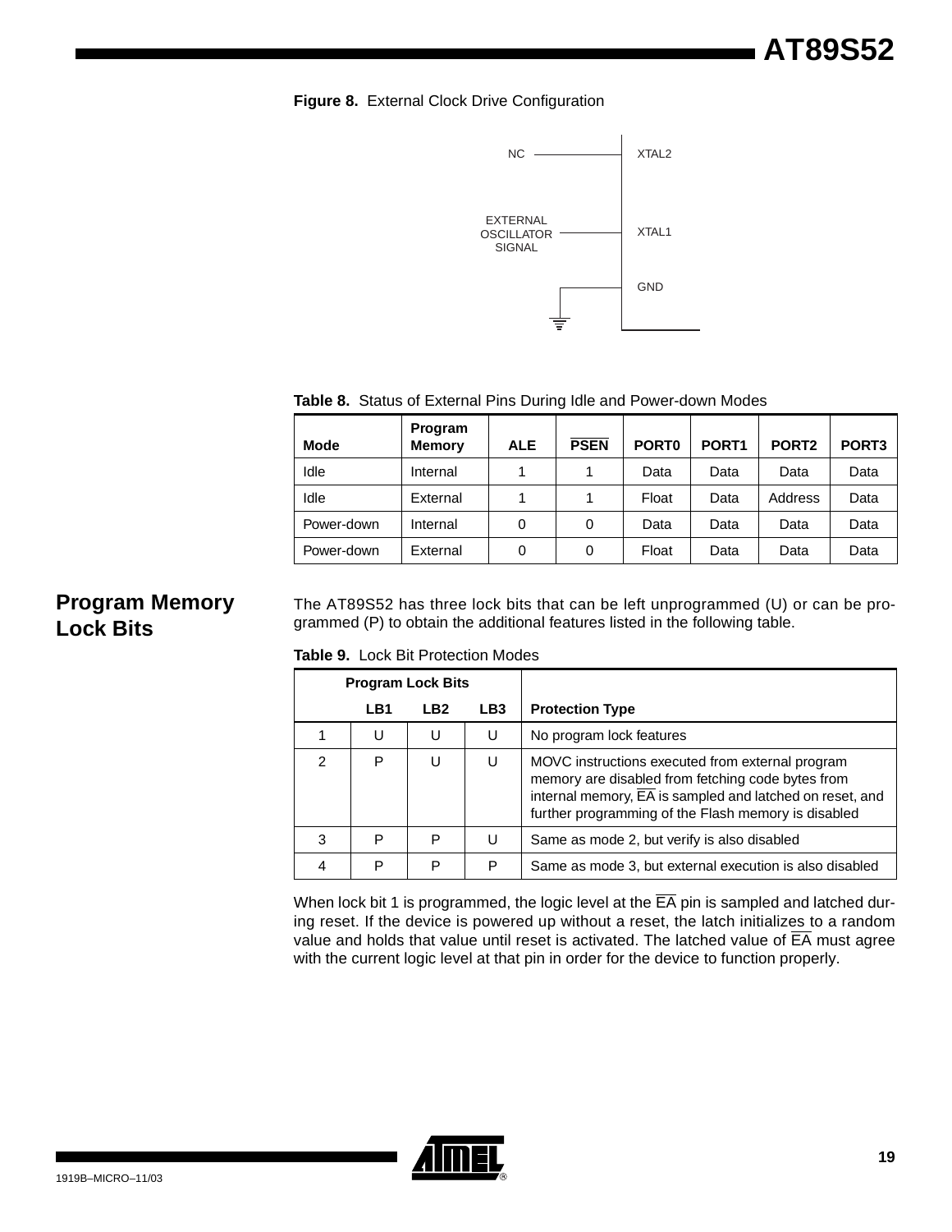**Figure 8.** External Clock Drive Configuration

**Table 8.** Status of External Pins During Idle and Power-down Modes

| Mode | Program Memory | ALE | $\overline{\text{PSEN}}$ | PORT0 | PORT1 | PORT2 | PORT3 |
|---|---|---|---|---|---|---|---|
| Idle | Internal | 1 | 1 | Data | Data | Data | Data |
| Idle | External | 1 | 1 | Float | Data | Address | Data |
| Power-down | Internal | 0 | 0 | Data | Data | Data | Data |
| Power-down | External | 0 | 0 | Float | Data | Data | Data |

## Program Memory Lock Bits

The AT89S52 has three lock bits that can be left unprogrammed (U) or can be programmed (P) to obtain the additional features listed in the following table.

**Table 9.** Lock Bit Protection Modes

| Program Lock Bits | | | | |
|---|---|---|---|---|
| | LB1 | LB2 | LB3 | Protection Type |
| 1 | U | U | U | No program lock features |
| 2 | P | U | U | MOVC instructions executed from external program memory are disabled from fetching code bytes from internal memory, $\overline{\text{EA}}$ is sampled and latched on reset, and further programming of the Flash memory is disabled |
| 3 | P | P | U | Same as mode 2, but verify is also disabled |
| 4 | P | P | P | Same as mode 3, but external execution is also disabled |

When lock bit 1 is programmed, the logic level at the $\overline{\text{EA}}$ pin is sampled and latched during reset. If the device is powered up without a reset, the latch initializes to a random value and holds that value until reset is activated. The latched value of $\overline{\text{EA}}$ must agree with the current logic level at that pin in order for the device to function properly.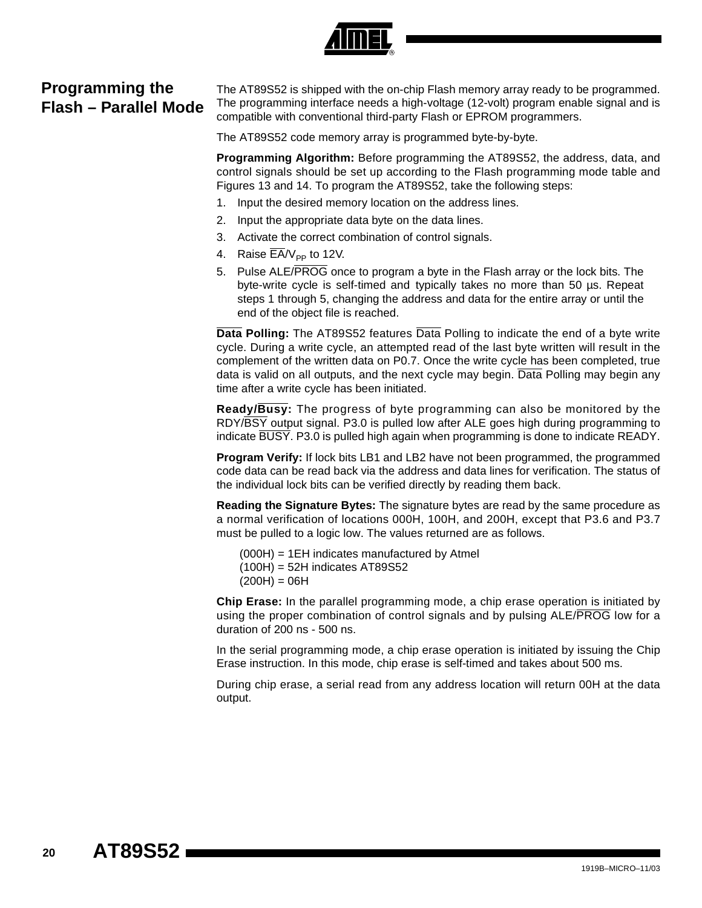## Programming the Flash – Parallel Mode

The AT89S52 is shipped with the on-chip Flash memory array ready to be programmed. The programming interface needs a high-voltage (12-volt) program enable signal and is compatible with conventional third-party Flash or EPROM programmers.

The AT89S52 code memory array is programmed byte-by-byte.

**Programming Algorithm:** Before programming the AT89S52, the address, data, and control signals should be set up according to the Flash programming mode table and Figures 13 and 14. To program the AT89S52, take the following steps:

1. Input the desired memory location on the address lines.
2. Input the appropriate data byte on the data lines.
3. Activate the correct combination of control signals.
4. Raise $\overline{EA}/V_{PP}$ to 12V.
5. Pulse ALE/$\overline{PROG}$ once to program a byte in the Flash array or the lock bits. The byte-write cycle is self-timed and typically takes no more than 50 µs. Repeat steps 1 through 5, changing the address and data for the entire array or until the end of the object file is reached.

**$\overline{\text{Data}}$ Polling:** The AT89S52 features $\overline{\text{Data}}$ Polling to indicate the end of a byte write cycle. During a write cycle, an attempted read of the last byte written will result in the complement of the written data on P0.7. Once the write cycle has been completed, true data is valid on all outputs, and the next cycle may begin. $\overline{\text{Data}}$ Polling may begin any time after a write cycle has been initiated.

**Ready/$\overline{\text{Busy}}$:** The progress of byte programming can also be monitored by the RDY/$\overline{\text{BSY}}$ output signal. P3.0 is pulled low after ALE goes high during programming to indicate $\overline{\text{BUSY}}$. P3.0 is pulled high again when programming is done to indicate READY.

**Program Verify:** If lock bits LB1 and LB2 have not been programmed, the programmed code data can be read back via the address and data lines for verification. The status of the individual lock bits can be verified directly by reading them back.

**Reading the Signature Bytes:** The signature bytes are read by the same procedure as a normal verification of locations 000H, 100H, and 200H, except that P3.6 and P3.7 must be pulled to a logic low. The values returned are as follows.

(000H) = 1EH indicates manufactured by Atmel
(100H) = 52H indicates AT89S52
(200H) = 06H

**Chip Erase:** In the parallel programming mode, a chip erase operation is initiated by using the proper combination of control signals and by pulsing ALE/$\overline{PROG}$ low for a duration of 200 ns - 500 ns.

In the serial programming mode, a chip erase operation is initiated by issuing the Chip Erase instruction. In this mode, chip erase is self-timed and takes about 500 ms.

During chip erase, a serial read from any address location will return 00H at the data output.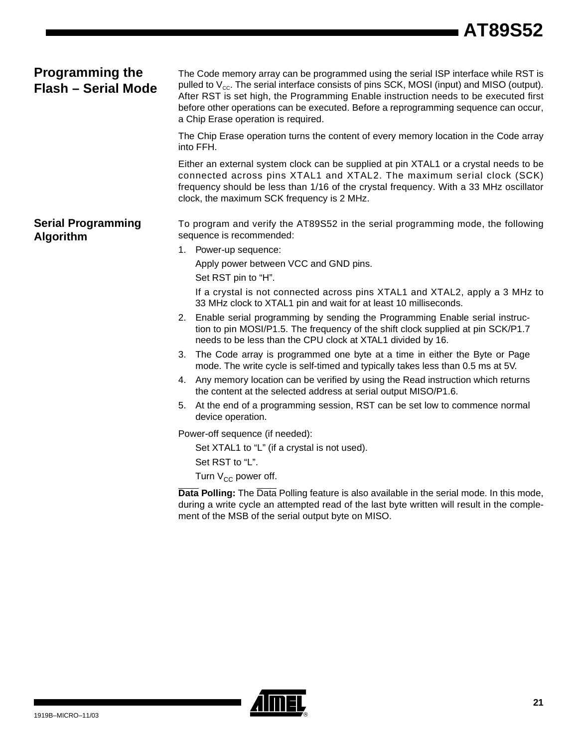## Programming the Flash – Serial Mode

The Code memory array can be programmed using the serial ISP interface while RST is pulled to $V_{CC}$. The serial interface consists of pins SCK, MOSI (input) and MISO (output). After RST is set high, the Programming Enable instruction needs to be executed first before other operations can be executed. Before a reprogramming sequence can occur, a Chip Erase operation is required.

The Chip Erase operation turns the content of every memory location in the Code array into FFH.

Either an external system clock can be supplied at pin XTAL1 or a crystal needs to be connected across pins XTAL1 and XTAL2. The maximum serial clock (SCK) frequency should be less than 1/16 of the crystal frequency. With a 33 MHz oscillator clock, the maximum SCK frequency is 2 MHz.

## Serial Programming Algorithm

To program and verify the AT89S52 in the serial programming mode, the following sequence is recommended:

1. Power-up sequence:

   Apply power between VCC and GND pins.

   Set RST pin to "H".

   If a crystal is not connected across pins XTAL1 and XTAL2, apply a 3 MHz to 33 MHz clock to XTAL1 pin and wait for at least 10 milliseconds.

2. Enable serial programming by sending the Programming Enable serial instruction to pin MOSI/P1.5. The frequency of the shift clock supplied at pin SCK/P1.7 needs to be less than the CPU clock at XTAL1 divided by 16.
3. The Code array is programmed one byte at a time in either the Byte or Page mode. The write cycle is self-timed and typically takes less than 0.5 ms at 5V.
4. Any memory location can be verified by using the Read instruction which returns the content at the selected address at serial output MISO/P1.6.
5. At the end of a programming session, RST can be set low to commence normal device operation.

Power-off sequence (if needed):

Set XTAL1 to "L" (if a crystal is not used).

Set RST to "L".

Turn $V_{CC}$ power off.

**$\overline{\text{Data}}$ Polling:** The $\overline{\text{Data}}$ Polling feature is also available in the serial mode. In this mode, during a write cycle an attempted read of the last byte written will result in the complement of the MSB of the serial output byte on MISO.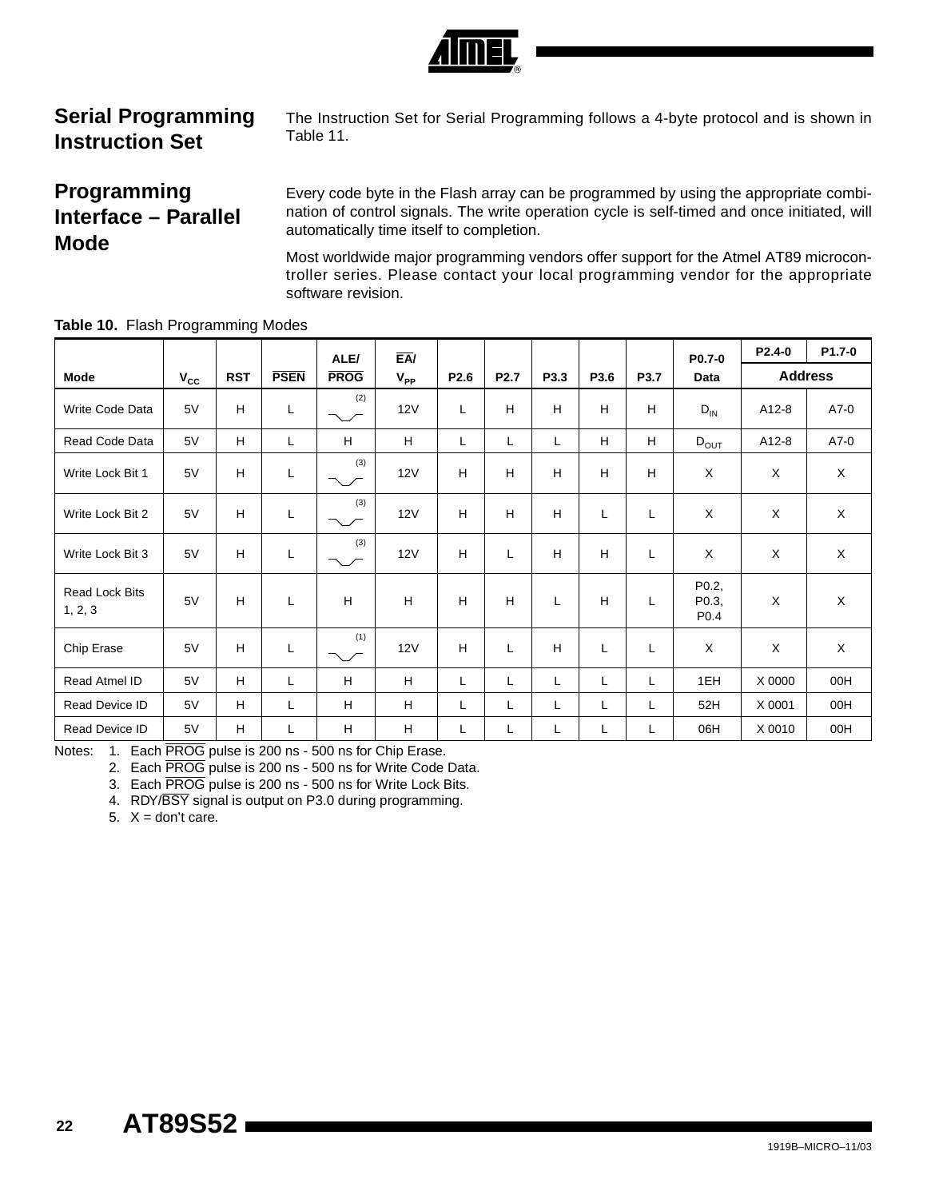## Serial Programming Instruction Set

The Instruction Set for Serial Programming follows a 4-byte protocol and is shown in Table 11.

## Programming Interface – Parallel Mode

Every code byte in the Flash array can be programmed by using the appropriate combination of control signals. The write operation cycle is self-timed and once initiated, will automatically time itself to completion.

Most worldwide major programming vendors offer support for the Atmel AT89 microcontroller series. Please contact your local programming vendor for the appropriate software revision.

**Table 10.** Flash Programming Modes

| Mode | $V_{CC}$ | RST | $\overline{PSEN}$ | ALE/$\overline{PROG}$ | $\overline{EA}$/$V_{PP}$ | P2.6 | P2.7 | P3.3 | P3.6 | P3.7 | P0.7-0 Data | P2.4-0 Address | P1.7-0 Address |
|---|---|---|---|---|---|---|---|---|---|---|---|---|---|
| Write Code Data | 5V | H | L | ⎺\_/⎺ (2) | 12V | L | H | H | H | H | $D_{IN}$ | A12-8 | A7-0 |
| Read Code Data | 5V | H | L | H | H | L | L | L | H | H | $D_{OUT}$ | A12-8 | A7-0 |
| Write Lock Bit 1 | 5V | H | L | ⎺\_/⎺ (3) | 12V | H | H | H | H | H | X | X | X |
| Write Lock Bit 2 | 5V | H | L | ⎺\_/⎺ (3) | 12V | H | H | H | L | L | X | X | X |
| Write Lock Bit 3 | 5V | H | L | ⎺\_/⎺ (3) | 12V | H | L | H | H | L | X | X | X |
| Read Lock Bits 1, 2, 3 | 5V | H | L | H | H | H | H | L | H | L | P0.2, P0.3, P0.4 | X | X |
| Chip Erase | 5V | H | L | ⎺\_/⎺ (1) | 12V | H | L | H | L | L | X | X | X |
| Read Atmel ID | 5V | H | L | H | H | L | L | L | L | L | 1EH | X 0000 | 00H |
| Read Device ID | 5V | H | L | H | H | L | L | L | L | L | 52H | X 0001 | 00H |
| Read Device ID | 5V | H | L | H | H | L | L | L | L | L | 06H | X 0010 | 00H |

Notes:
1. Each $\overline{PROG}$ pulse is 200 ns - 500 ns for Chip Erase.
2. Each $\overline{PROG}$ pulse is 200 ns - 500 ns for Write Code Data.
3. Each $\overline{PROG}$ pulse is 200 ns - 500 ns for Write Lock Bits.
4. RDY/$\overline{BSY}$ signal is output on P3.0 during programming.
5. X = don't care.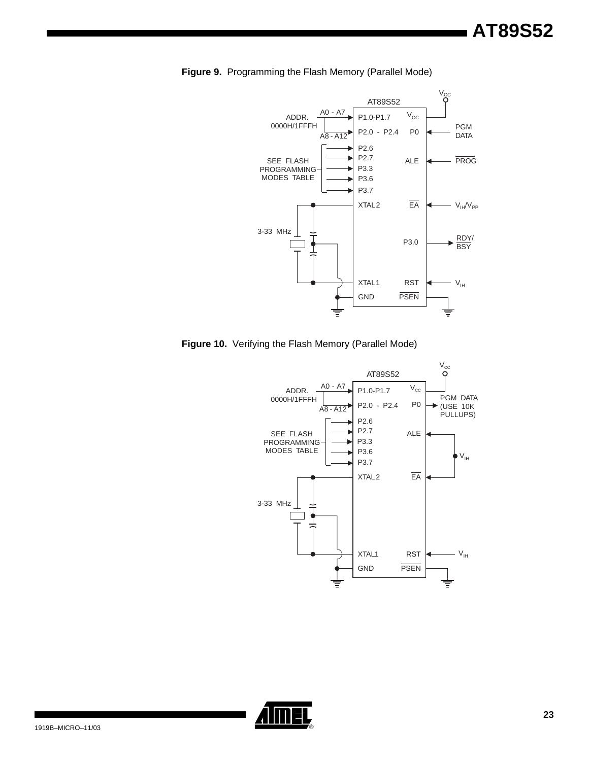**Figure 9.** Programming the Flash Memory (Parallel Mode)

**Figure 10.** Verifying the Flash Memory (Parallel Mode)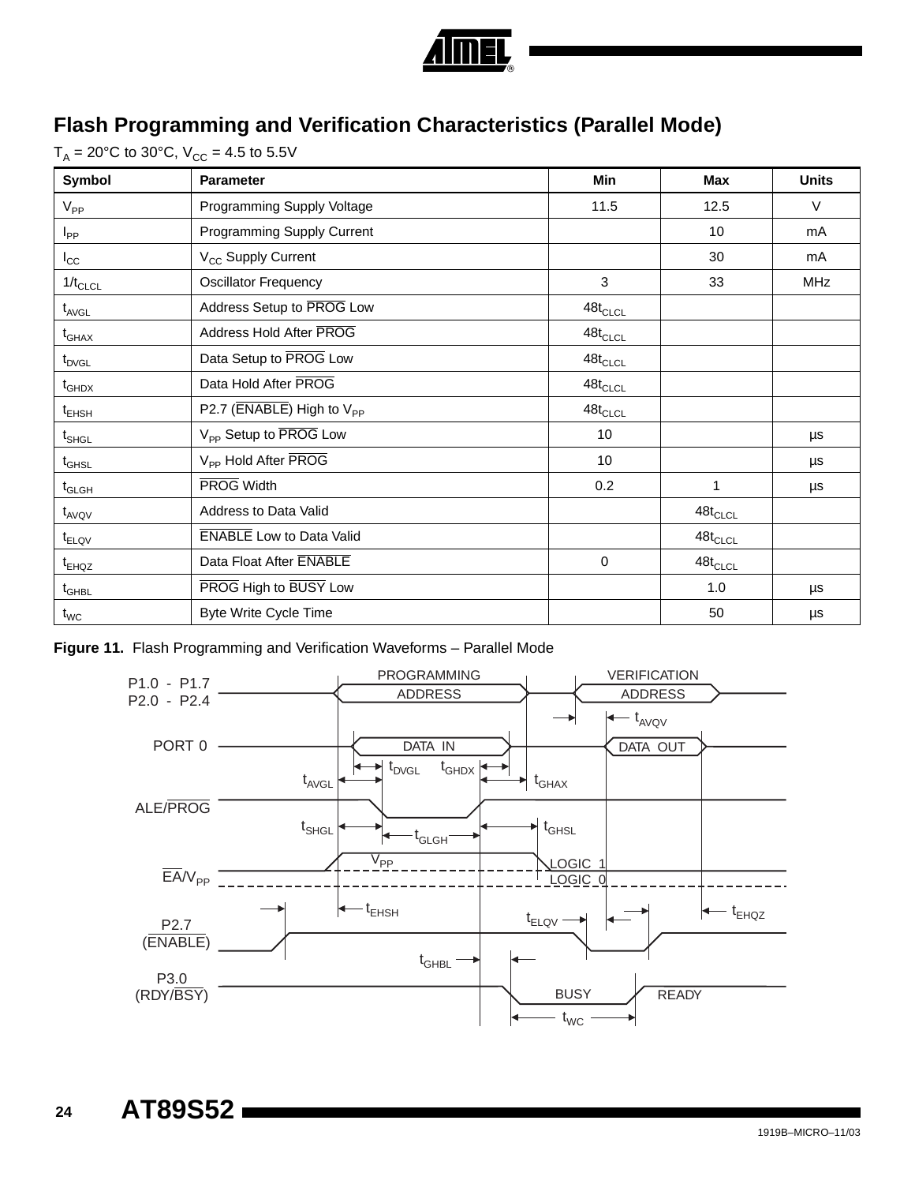## Flash Programming and Verification Characteristics (Parallel Mode)

$T_A$ = 20°C to 30°C, $V_{CC}$ = 4.5 to 5.5V

| Symbol | Parameter | Min | Max | Units |
|---|---|---|---|---|
| $V_{PP}$ | Programming Supply Voltage | 11.5 | 12.5 | V |
| $I_{PP}$ | Programming Supply Current | | 10 | mA |
| $I_{CC}$ | $V_{CC}$ Supply Current | | 30 | mA |
| $1/t_{CLCL}$ | Oscillator Frequency | 3 | 33 | MHz |
| $t_{AVGL}$ | Address Setup to $\overline{PROG}$ Low | $48t_{CLCL}$ | | |
| $t_{GHAX}$ | Address Hold After $\overline{PROG}$ | $48t_{CLCL}$ | | |
| $t_{DVGL}$ | Data Setup to $\overline{PROG}$ Low | $48t_{CLCL}$ | | |
| $t_{GHDX}$ | Data Hold After $\overline{PROG}$ | $48t_{CLCL}$ | | |
| $t_{EHSH}$ | P2.7 ($\overline{ENABLE}$) High to $V_{PP}$ | $48t_{CLCL}$ | | |
| $t_{SHGL}$ | $V_{PP}$ Setup to $\overline{PROG}$ Low | 10 | | µs |
| $t_{GHSL}$ | $V_{PP}$ Hold After $\overline{PROG}$ | 10 | | µs |
| $t_{GLGH}$ | $\overline{PROG}$ Width | 0.2 | 1 | µs |
| $t_{AVQV}$ | Address to Data Valid | | $48t_{CLCL}$ | |
| $t_{ELQV}$ | $\overline{ENABLE}$ Low to Data Valid | | $48t_{CLCL}$ | |
| $t_{EHQZ}$ | Data Float After $\overline{ENABLE}$ | 0 | $48t_{CLCL}$ | |
| $t_{GHBL}$ | $\overline{PROG}$ High to $\overline{BUSY}$ Low | | 1.0 | µs |
| $t_{WC}$ | Byte Write Cycle Time | | 50 | µs |

**Figure 11.** Flash Programming and Verification Waveforms – Parallel Mode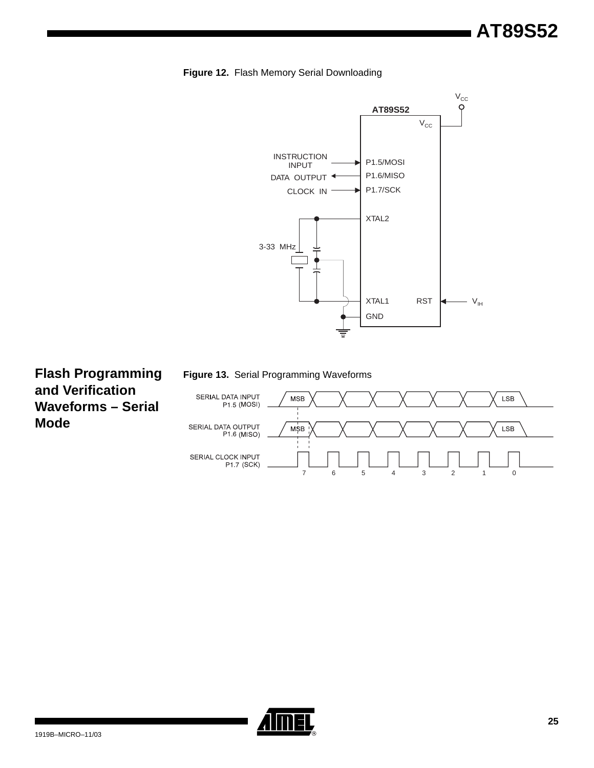**Figure 12.** Flash Memory Serial Downloading

## Flash Programming and Verification Waveforms – Serial Mode

**Figure 13.** Serial Programming Waveforms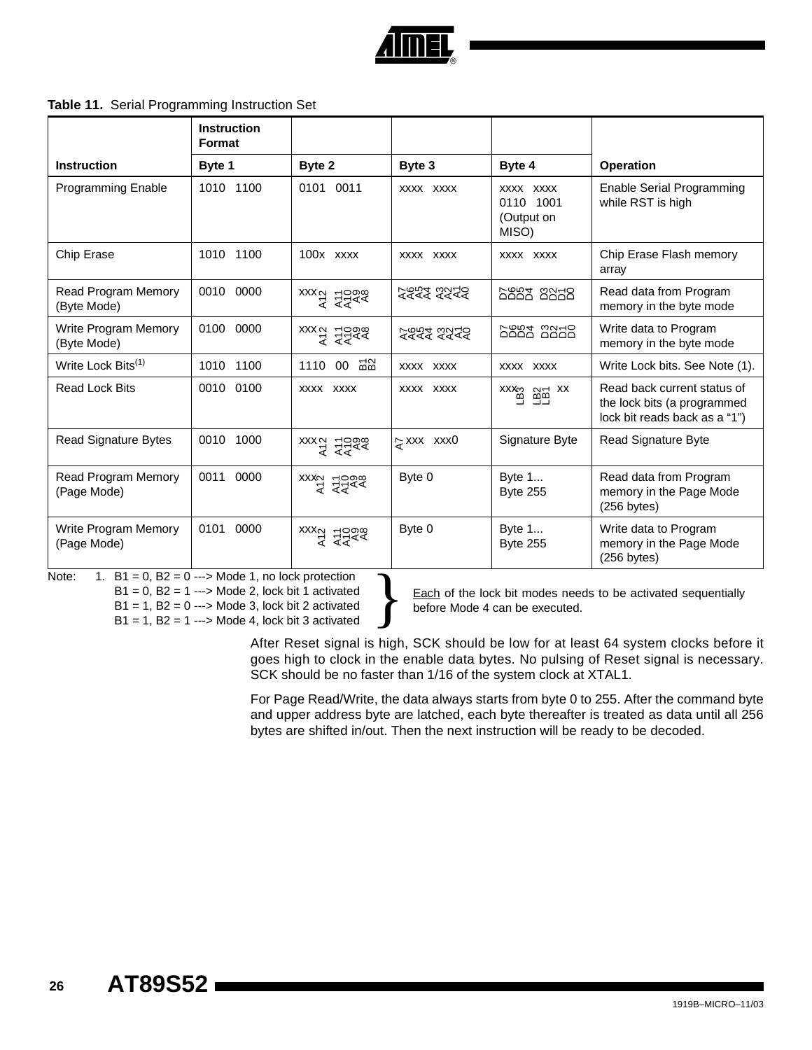**Table 11.** Serial Programming Instruction Set

| | Instruction Format | | | | |
|---|---|---|---|---|---|
| **Instruction** | **Byte 1** | **Byte 2** | **Byte 3** | **Byte 4** | **Operation** |
| Programming Enable | 1010 1100 | 0101 0011 | xxxx xxxx | xxxx xxxx 0110 1001 (Output on MISO) | Enable Serial Programming while RST is high |
| Chip Erase | 1010 1100 | 100x xxxx | xxxx xxxx | xxxx xxxx | Chip Erase Flash memory array |
| Read Program Memory (Byte Mode) | 0010 0000 | xxx A12 A11 A10 A9 A8 | A7 A6 A5 A4 A3 A2 A1 A0 | D7 D6 D5 D4 D3 D2 D1 D0 | Read data from Program memory in the byte mode |
| Write Program Memory (Byte Mode) | 0100 0000 | xxx A12 A11 A10 A9 A8 | A7 A6 A5 A4 A3 A2 A1 A0 | D7 D6 D5 D4 D3 D2 D1 D0 | Write data to Program memory in the byte mode |
| Write Lock Bits[(1)] | 1010 1100 | 1110 00 B1 B2 | xxxx xxxx | xxxx xxxx | Write Lock bits. See Note (1). |
| Read Lock Bits | 0010 0100 | xxxx xxxx | xxxx xxxx | xxx LB3 LB2 LB1 xx | Read back current status of the lock bits (a programmed lock bit reads back as a "1") |
| Read Signature Bytes | 0010 1000 | xxx A12 A11 A10 A9 A8 | A7 xxx xxx0 | Signature Byte | Read Signature Byte |
| Read Program Memory (Page Mode) | 0011 0000 | xxx A12 A11 A10 A9 A8 | Byte 0 | Byte 1... Byte 255 | Read data from Program memory in the Page Mode (256 bytes) |
| Write Program Memory (Page Mode) | 0101 0000 | xxx A12 A11 A10 A9 A8 | Byte 0 | Byte 1... Byte 255 | Write data to Program memory in the Page Mode (256 bytes) |

Note: 1. B1 = 0, B2 = 0 ---> Mode 1, no lock protection
B1 = 0, B2 = 1 ---> Mode 2, lock bit 1 activated
B1 = 1, B2 = 0 ---> Mode 3, lock bit 2 activated
B1 = 1, B2 = 1 ---> Mode 4, lock bit 3 activated

Each of the lock bit modes needs to be activated sequentially before Mode 4 can be executed.

After Reset signal is high, SCK should be low for at least 64 system clocks before it goes high to clock in the enable data bytes. No pulsing of Reset signal is necessary. SCK should be no faster than 1/16 of the system clock at XTAL1.

For Page Read/Write, the data always starts from byte 0 to 255. After the command byte and upper address byte are latched, each byte thereafter is treated as data until all 256 bytes are shifted in/out. Then the next instruction will be ready to be decoded.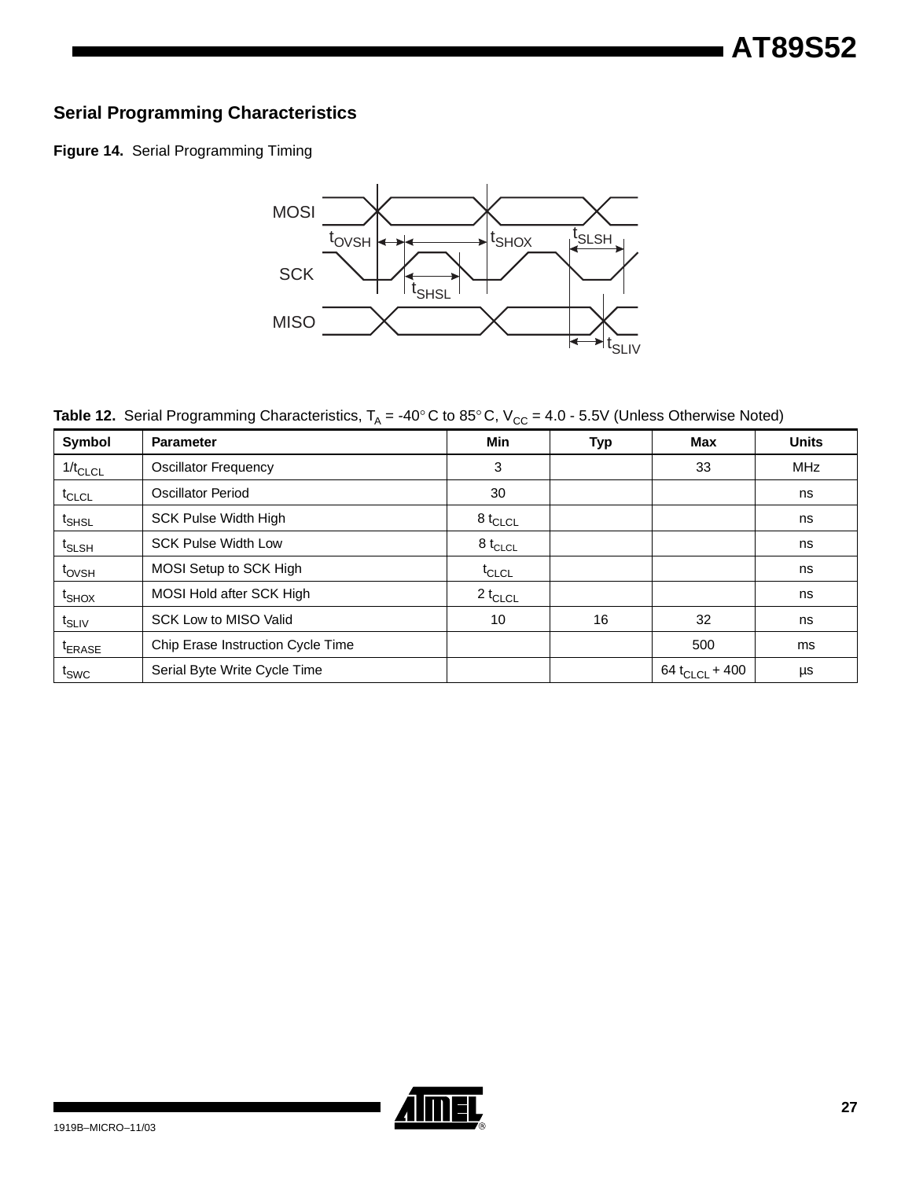## Serial Programming Characteristics

**Figure 14.** Serial Programming Timing

**Table 12.** Serial Programming Characteristics, $T_A$ = -40° C to 85° C, $V_{CC}$ = 4.0 - 5.5V (Unless Otherwise Noted)

| Symbol | Parameter | Min | Typ | Max | Units |
|---|---|---|---|---|---|
| $1/t_{CLCL}$ | Oscillator Frequency | 3 | | 33 | MHz |
| $t_{CLCL}$ | Oscillator Period | 30 | | | ns |
| $t_{SHSL}$ | SCK Pulse Width High | 8 $t_{CLCL}$ | | | ns |
| $t_{SLSH}$ | SCK Pulse Width Low | 8 $t_{CLCL}$ | | | ns |
| $t_{OVSH}$ | MOSI Setup to SCK High | $t_{CLCL}$ | | | ns |
| $t_{SHOX}$ | MOSI Hold after SCK High | 2 $t_{CLCL}$ | | | ns |
| $t_{SLIV}$ | SCK Low to MISO Valid | 10 | 16 | 32 | ns |
| $t_{ERASE}$ | Chip Erase Instruction Cycle Time | | | 500 | ms |
| $t_{SWC}$ | Serial Byte Write Cycle Time | | | 64 $t_{CLCL}$ + 400 | µs |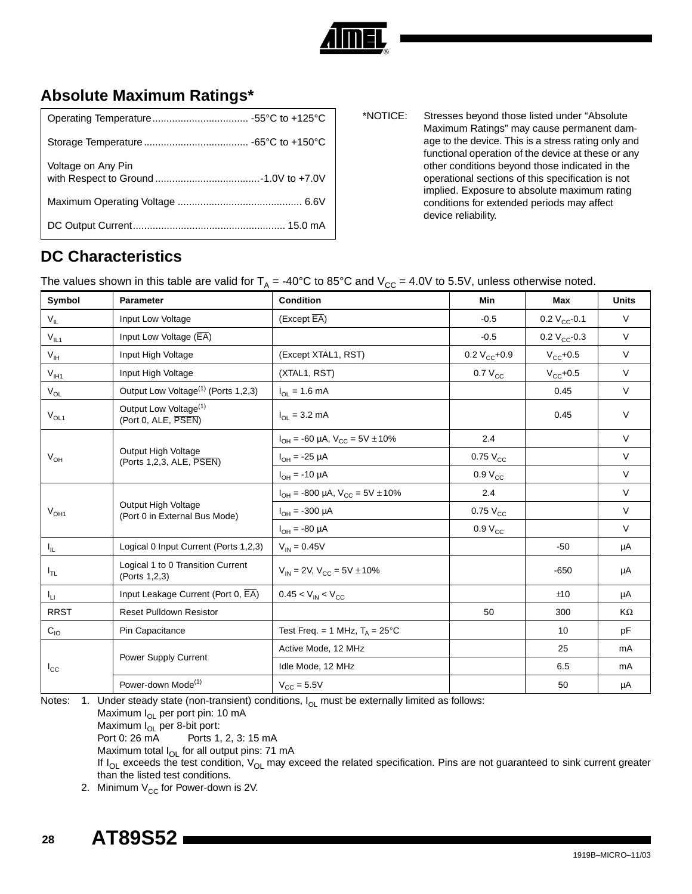## Absolute Maximum Ratings*

| | |
|---|---|
| Operating Temperature | -55°C to +125°C |
| Storage Temperature | -65°C to +150°C |
| Voltage on Any Pin with Respect to Ground | -1.0V to +7.0V |
| Maximum Operating Voltage | 6.6V |
| DC Output Current | 15.0 mA |

*NOTICE: Stresses beyond those listed under "Absolute Maximum Ratings" may cause permanent damage to the device. This is a stress rating only and functional operation of the device at these or any other conditions beyond those indicated in the operational sections of this specification is not implied. Exposure to absolute maximum rating conditions for extended periods may affect device reliability.

## DC Characteristics

The values shown in this table are valid for $T_A$ = -40°C to 85°C and $V_{CC}$ = 4.0V to 5.5V, unless otherwise noted.

| Symbol | Parameter | Condition | Min | Max | Units |
|---|---|---|---|---|---|
| $V_{IL}$ | Input Low Voltage | (Except $\overline{EA}$) | -0.5 | 0.2 $V_{CC}$-0.1 | V |
| $V_{IL1}$ | Input Low Voltage ($\overline{EA}$) | | -0.5 | 0.2 $V_{CC}$-0.3 | V |
| $V_{IH}$ | Input High Voltage | (Except XTAL1, RST) | 0.2 $V_{CC}$+0.9 | $V_{CC}$+0.5 | V |
| $V_{IH1}$ | Input High Voltage | (XTAL1, RST) | 0.7 $V_{CC}$ | $V_{CC}$+0.5 | V |
| $V_{OL}$ | Output Low Voltage[(1)] (Ports 1,2,3) | $I_{OL}$ = 1.6 mA | | 0.45 | V |
| $V_{OL1}$ | Output Low Voltage[(1)] (Port 0, ALE, $\overline{PSEN}$) | $I_{OL}$ = 3.2 mA | | 0.45 | V |
| $V_{OH}$ | Output High Voltage (Ports 1,2,3, ALE, $\overline{PSEN}$) | $I_{OH}$ = -60 µA, $V_{CC}$ = 5V ± 10% | 2.4 | | V |
| | | $I_{OH}$ = -25 µA | 0.75 $V_{CC}$ | | V |
| | | $I_{OH}$ = -10 µA | 0.9 $V_{CC}$ | | V |
| $V_{OH1}$ | Output High Voltage (Port 0 in External Bus Mode) | $I_{OH}$ = -800 µA, $V_{CC}$ = 5V ± 10% | 2.4 | | V |
| | | $I_{OH}$ = -300 µA | 0.75 $V_{CC}$ | | V |
| | | $I_{OH}$ = -80 µA | 0.9 $V_{CC}$ | | V |
| $I_{IL}$ | Logical 0 Input Current (Ports 1,2,3) | $V_{IN}$ = 0.45V | | -50 | µA |
| $I_{TL}$ | Logical 1 to 0 Transition Current (Ports 1,2,3) | $V_{IN}$ = 2V, $V_{CC}$ = 5V ± 10% | | -650 | µA |
| $I_{LI}$ | Input Leakage Current (Port 0, $\overline{EA}$) | 0.45 < $V_{IN}$ < $V_{CC}$ | | ±10 | µA |
| RRST | Reset Pulldown Resistor | | 50 | 300 | KΩ |
| $C_{IO}$ | Pin Capacitance | Test Freq. = 1 MHz, $T_A$ = 25°C | | 10 | pF |
| $I_{CC}$ | Power Supply Current | Active Mode, 12 MHz | | 25 | mA |
| | | Idle Mode, 12 MHz | | 6.5 | mA |
| | Power-down Mode[(1)] | $V_{CC}$ = 5.5V | | 50 | µA |

Notes:
1. Under steady state (non-transient) conditions, $I_{OL}$ must be externally limited as follows:
   Maximum $I_{OL}$ per port pin: 10 mA
   Maximum $I_{OL}$ per 8-bit port:
   Port 0: 26 mA Ports 1, 2, 3: 15 mA
   Maximum total $I_{OL}$ for all output pins: 71 mA
   If $I_{OL}$ exceeds the test condition, $V_{OL}$ may exceed the related specification. Pins are not guaranteed to sink current greater than the listed test conditions.
2. Minimum $V_{CC}$ for Power-down is 2V.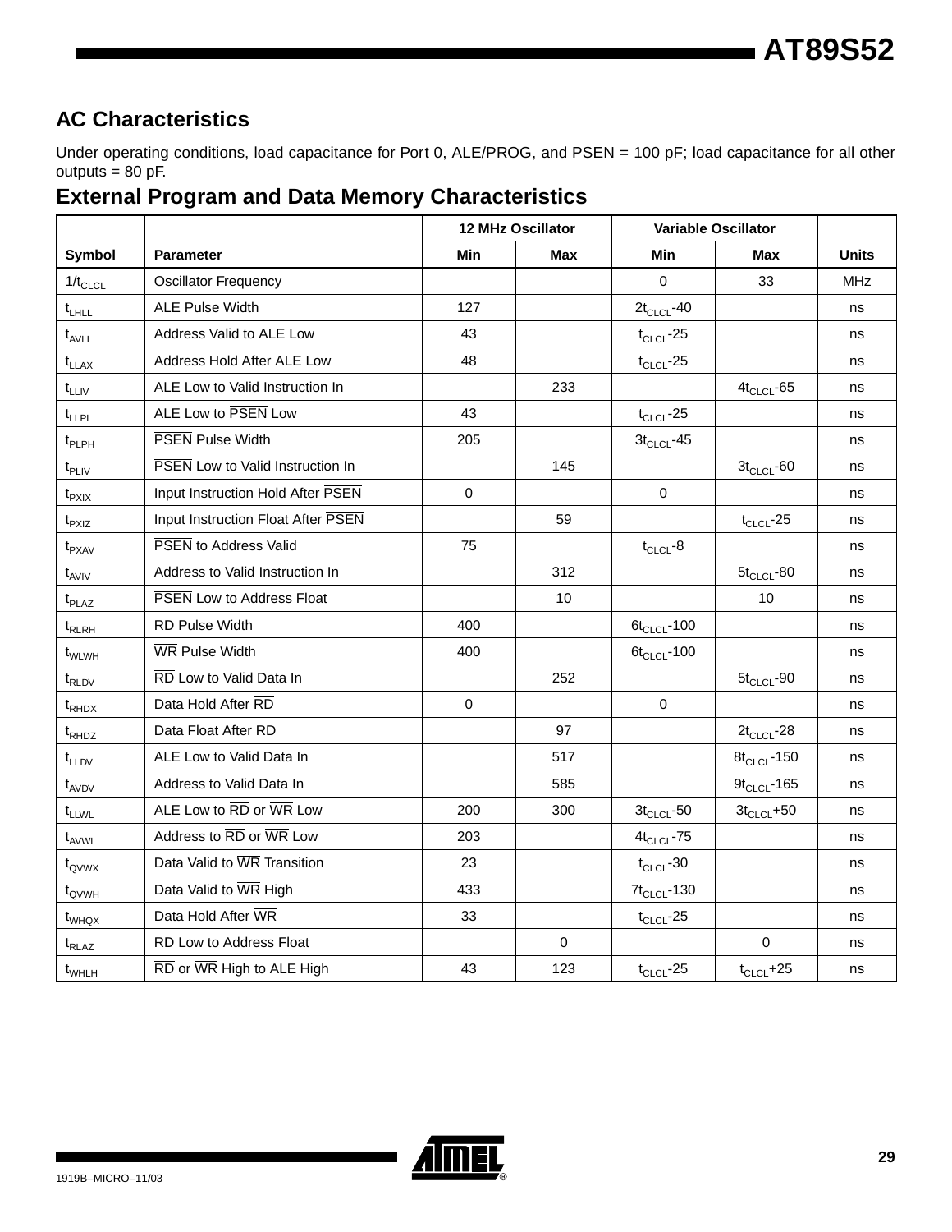## AC Characteristics

Under operating conditions, load capacitance for Port 0, ALE/$\overline{PROG}$, and $\overline{PSEN}$ = 100 pF; load capacitance for all other outputs = 80 pF.

## External Program and Data Memory Characteristics

| | | 12 MHz Oscillator | | Variable Oscillator | | |
|---|---|---|---|---|---|---|
| Symbol | Parameter | Min | Max | Min | Max | Units |
| $1/t_{CLCL}$ | Oscillator Frequency | | | 0 | 33 | MHz |
| $t_{LHLL}$ | ALE Pulse Width | 127 | | $2t_{CLCL}$-40 | | ns |
| $t_{AVLL}$ | Address Valid to ALE Low | 43 | | $t_{CLCL}$-25 | | ns |
| $t_{LLAX}$ | Address Hold After ALE Low | 48 | | $t_{CLCL}$-25 | | ns |
| $t_{LLIV}$ | ALE Low to Valid Instruction In | | 233 | | $4t_{CLCL}$-65 | ns |
| $t_{LLPL}$ | ALE Low to $\overline{PSEN}$ Low | 43 | | $t_{CLCL}$-25 | | ns |
| $t_{PLPH}$ | $\overline{PSEN}$ Pulse Width | 205 | | $3t_{CLCL}$-45 | | ns |
| $t_{PLIV}$ | $\overline{PSEN}$ Low to Valid Instruction In | | 145 | | $3t_{CLCL}$-60 | ns |
| $t_{PXIX}$ | Input Instruction Hold After $\overline{PSEN}$ | 0 | | 0 | | ns |
| $t_{PXIZ}$ | Input Instruction Float After $\overline{PSEN}$ | | 59 | | $t_{CLCL}$-25 | ns |
| $t_{PXAV}$ | $\overline{PSEN}$ to Address Valid | 75 | | $t_{CLCL}$-8 | | ns |
| $t_{AVIV}$ | Address to Valid Instruction In | | 312 | | $5t_{CLCL}$-80 | ns |
| $t_{PLAZ}$ | $\overline{PSEN}$ Low to Address Float | | 10 | | 10 | ns |
| $t_{RLRH}$ | $\overline{RD}$ Pulse Width | 400 | | $6t_{CLCL}$-100 | | ns |
| $t_{WLWH}$ | $\overline{WR}$ Pulse Width | 400 | | $6t_{CLCL}$-100 | | ns |
| $t_{RLDV}$ | $\overline{RD}$ Low to Valid Data In | | 252 | | $5t_{CLCL}$-90 | ns |
| $t_{RHDX}$ | Data Hold After $\overline{RD}$ | 0 | | 0 | | ns |
| $t_{RHDZ}$ | Data Float After $\overline{RD}$ | | 97 | | $2t_{CLCL}$-28 | ns |
| $t_{LLDV}$ | ALE Low to Valid Data In | | 517 | | $8t_{CLCL}$-150 | ns |
| $t_{AVDV}$ | Address to Valid Data In | | 585 | | $9t_{CLCL}$-165 | ns |
| $t_{LLWL}$ | ALE Low to $\overline{RD}$ or $\overline{WR}$ Low | 200 | 300 | $3t_{CLCL}$-50 | $3t_{CLCL}$+50 | ns |
| $t_{AVWL}$ | Address to $\overline{RD}$ or $\overline{WR}$ Low | 203 | | $4t_{CLCL}$-75 | | ns |
| $t_{QVWX}$ | Data Valid to $\overline{WR}$ Transition | 23 | | $t_{CLCL}$-30 | | ns |
| $t_{QVWH}$ | Data Valid to $\overline{WR}$ High | 433 | | $7t_{CLCL}$-130 | | ns |
| $t_{WHQX}$ | Data Hold After $\overline{WR}$ | 33 | | $t_{CLCL}$-25 | | ns |
| $t_{RLAZ}$ | $\overline{RD}$ Low to Address Float | | 0 | | 0 | ns |
| $t_{WHLH}$ | $\overline{RD}$ or $\overline{WR}$ High to ALE High | 43 | 123 | $t_{CLCL}$-25 | $t_{CLCL}$+25 | ns |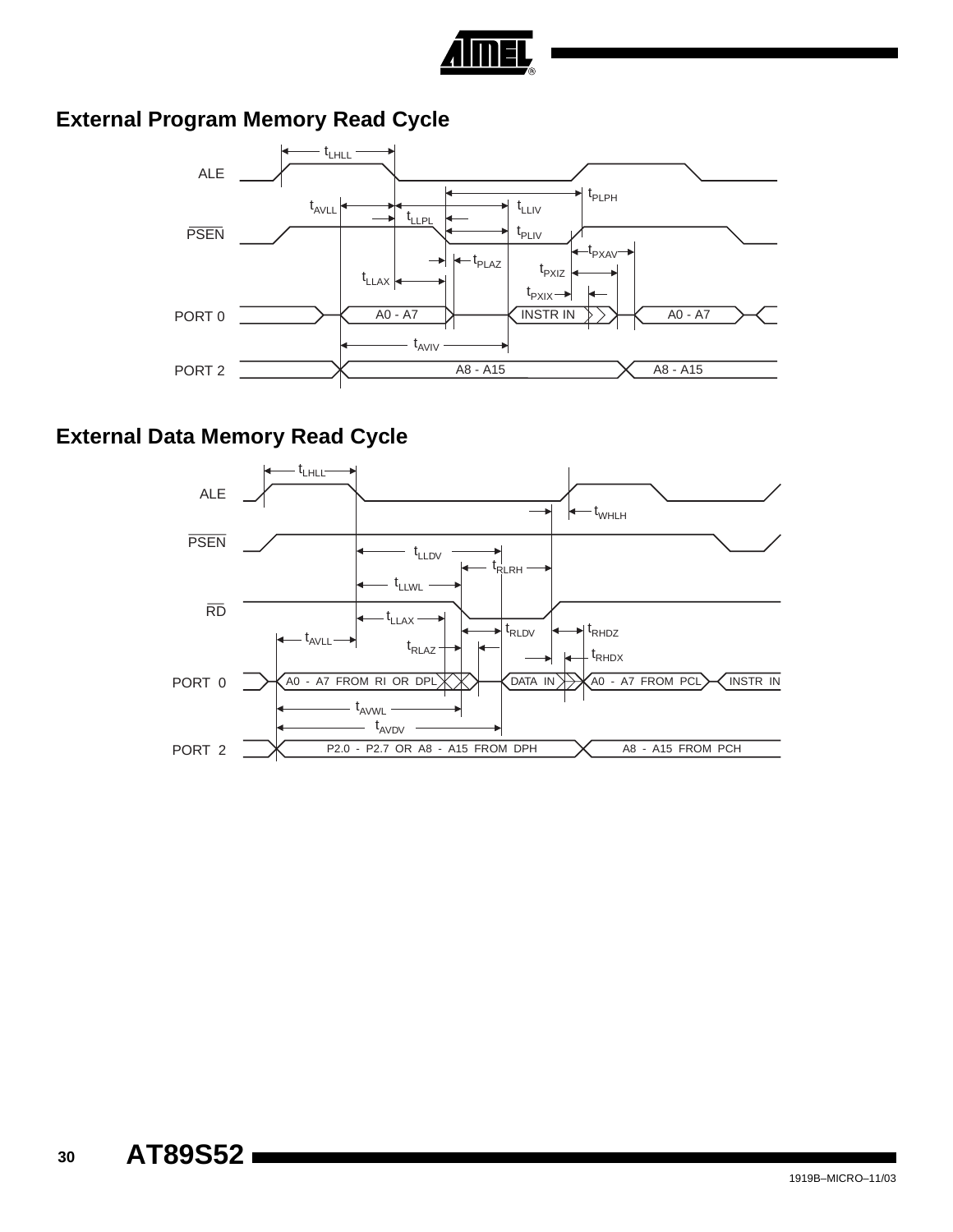## External Program Memory Read Cycle

## External Data Memory Read Cycle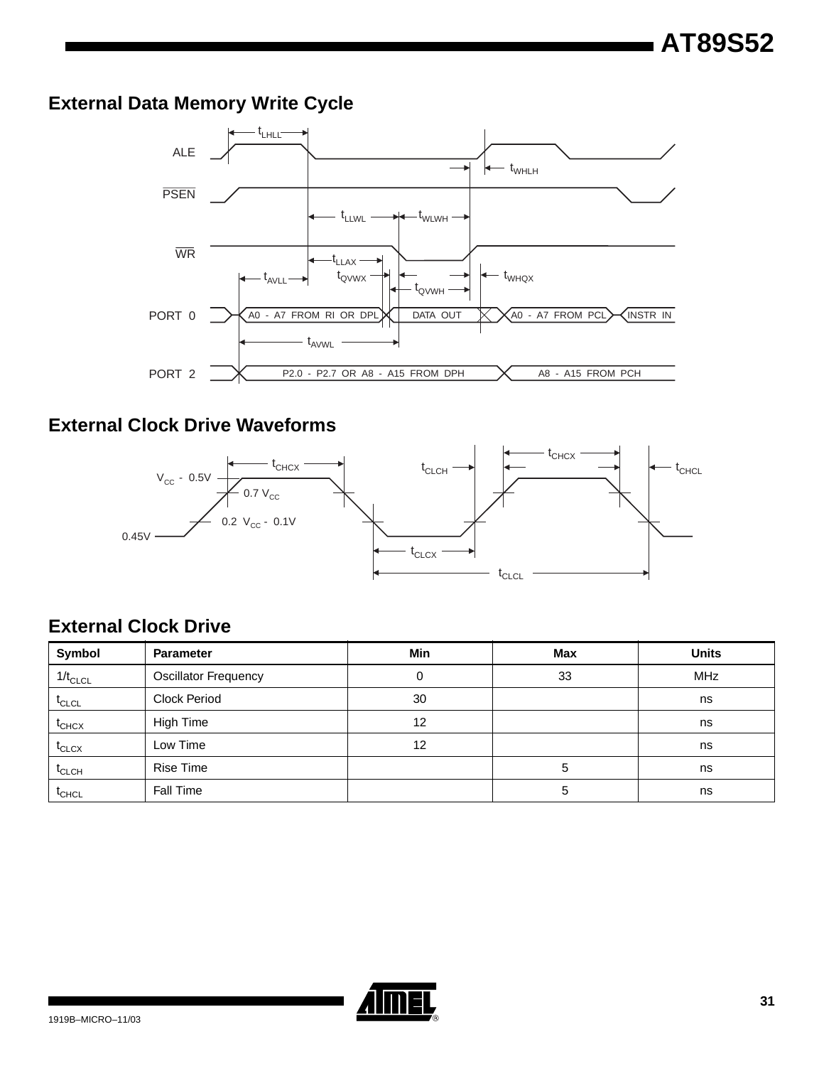## External Data Memory Write Cycle

## External Clock Drive Waveforms

## External Clock Drive

| Symbol | Parameter | Min | Max | Units |
|---|---|---|---|---|
| $1/t_{CLCL}$ | Oscillator Frequency | 0 | 33 | MHz |
| $t_{CLCL}$ | Clock Period | 30 | | ns |
| $t_{CHCX}$ | High Time | 12 | | ns |
| $t_{CLCX}$ | Low Time | 12 | | ns |
| $t_{CLCH}$ | Rise Time | | 5 | ns |
| $t_{CHCL}$ | Fall Time | | 5 | ns |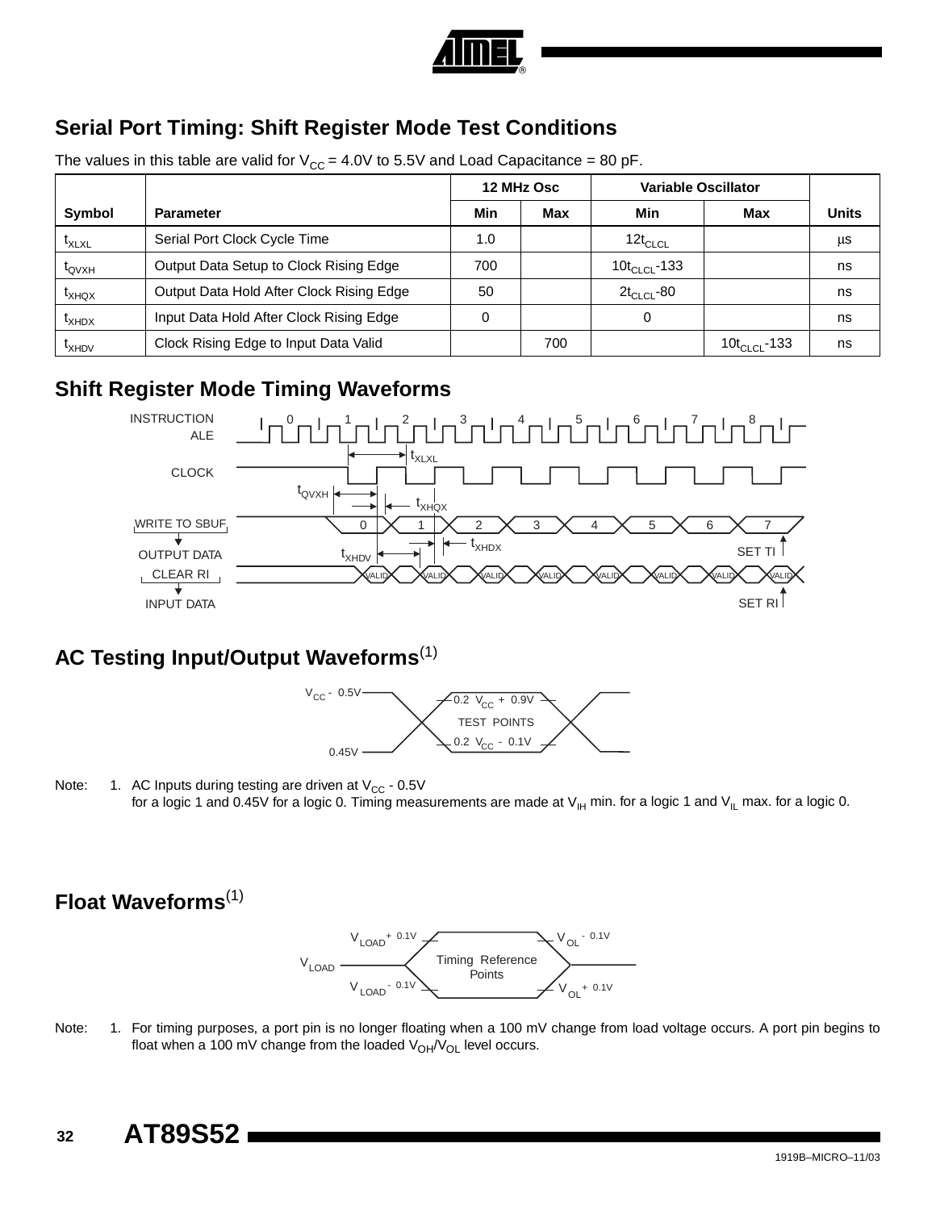## Serial Port Timing: Shift Register Mode Test Conditions

The values in this table are valid for $V_{CC}$ = 4.0V to 5.5V and Load Capacitance = 80 pF.

| | | 12 MHz Osc | | Variable Oscillator | | |
|---|---|---|---|---|---|---|
| **Symbol** | **Parameter** | **Min** | **Max** | **Min** | **Max** | **Units** |
| $t_{XLXL}$ | Serial Port Clock Cycle Time | 1.0 | | $12t_{CLCL}$ | | µs |
| $t_{QVXH}$ | Output Data Setup to Clock Rising Edge | 700 | | $10t_{CLCL}$-133 | | ns |
| $t_{XHQX}$ | Output Data Hold After Clock Rising Edge | 50 | | $2t_{CLCL}$-80 | | ns |
| $t_{XHDX}$ | Input Data Hold After Clock Rising Edge | 0 | | 0 | | ns |
| $t_{XHDV}$ | Clock Rising Edge to Input Data Valid | | 700 | | $10t_{CLCL}$-133 | ns |

## Shift Register Mode Timing Waveforms

## AC Testing Input/Output Waveforms[1]

Note: 1. AC Inputs during testing are driven at $V_{CC}$ - 0.5V for a logic 1 and 0.45V for a logic 0. Timing measurements are made at $V_{IH}$ min. for a logic 1 and $V_{IL}$ max. for a logic 0.

## Float Waveforms[1]

Note: 1. For timing purposes, a port pin is no longer floating when a 100 mV change from load voltage occurs. A port pin begins to float when a 100 mV change from the loaded $V_{OH}/V_{OL}$ level occurs.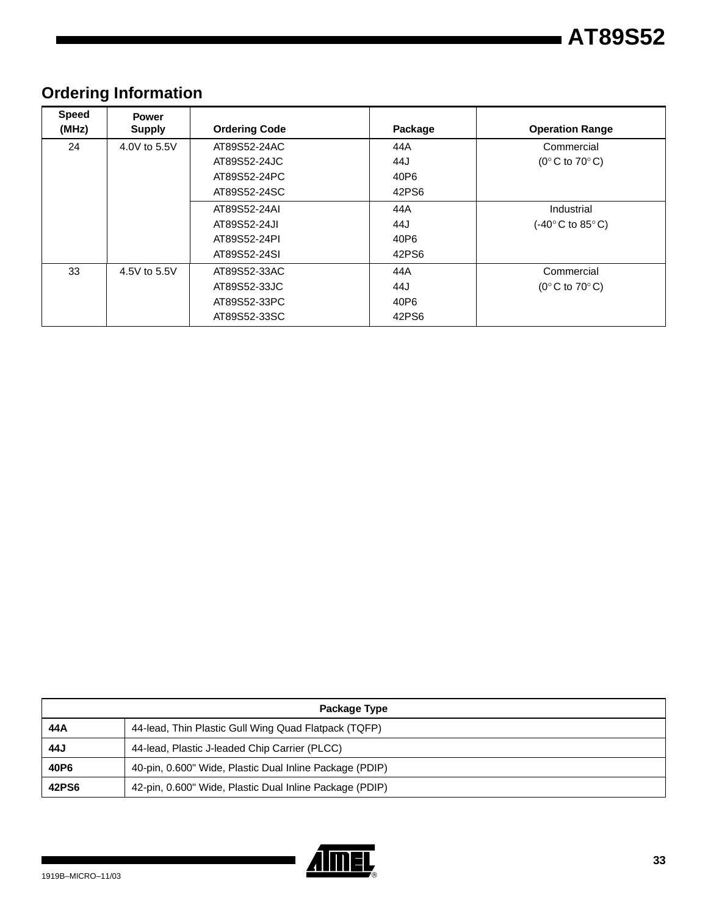## Ordering Information

| Speed (MHz) | Power Supply | Ordering Code | Package | Operation Range |
|---|---|---|---|---|
| 24 | 4.0V to 5.5V | AT89S52-24AC<br>AT89S52-24JC<br>AT89S52-24PC<br>AT89S52-24SC | 44A<br>44J<br>40P6<br>42PS6 | Commercial<br>(0° C to 70° C) |
| | | AT89S52-24AI<br>AT89S52-24JI<br>AT89S52-24PI<br>AT89S52-24SI | 44A<br>44J<br>40P6<br>42PS6 | Industrial<br>(-40° C to 85° C) |
| 33 | 4.5V to 5.5V | AT89S52-33AC<br>AT89S52-33JC<br>AT89S52-33PC<br>AT89S52-33SC | 44A<br>44J<br>40P6<br>42PS6 | Commercial<br>(0° C to 70° C) |

| Package Type | |
|---|---|
| **44A** | 44-lead, Thin Plastic Gull Wing Quad Flatpack (TQFP) |
| **44J** | 44-lead, Plastic J-leaded Chip Carrier (PLCC) |
| **40P6** | 40-pin, 0.600" Wide, Plastic Dual Inline Package (PDIP) |
| **42PS6** | 42-pin, 0.600" Wide, Plastic Dual Inline Package (PDIP) |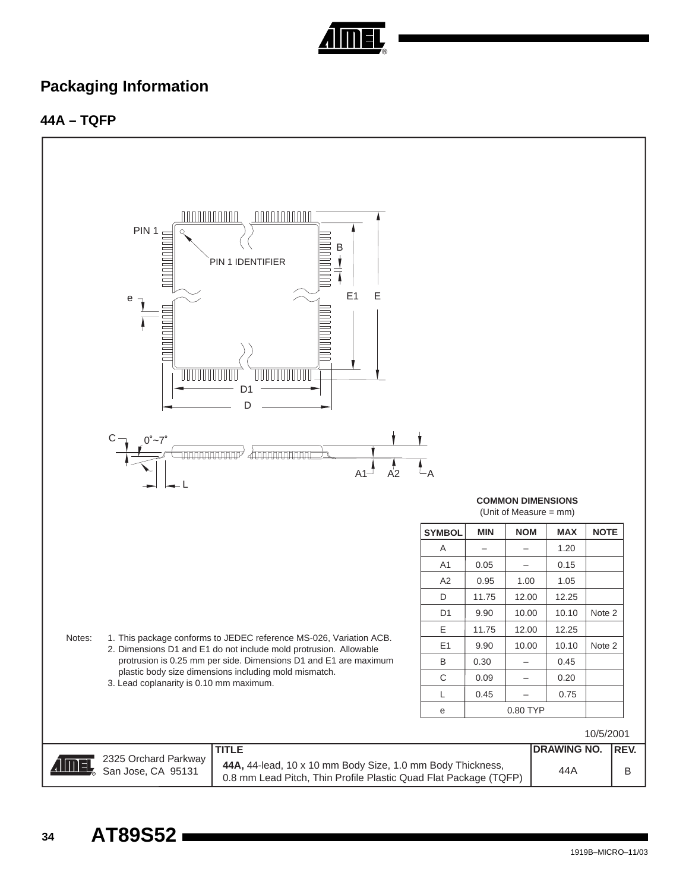## Packaging Information

### 44A – TQFP

PIN 1

PIN 1 IDENTIFIER

B

e

E1 E

D1

D

C 0°~7°

L

A1 A2 A

**COMMON DIMENSIONS**
(Unit of Measure = mm)

| SYMBOL | MIN | NOM | MAX | NOTE |
|---|---|---|---|---|
| A | – | – | 1.20 | |
| A1 | 0.05 | – | 0.15 | |
| A2 | 0.95 | 1.00 | 1.05 | |
| D | 11.75 | 12.00 | 12.25 | |
| D1 | 9.90 | 10.00 | 10.10 | Note 2 |
| E | 11.75 | 12.00 | 12.25 | |
| E1 | 9.90 | 10.00 | 10.10 | Note 2 |
| B | 0.30 | – | 0.45 | |
| C | 0.09 | – | 0.20 | |
| L | 0.45 | – | 0.75 | |
| e | | 0.80 TYP | | |

Notes:
1. This package conforms to JEDEC reference MS-026, Variation ACB.
2. Dimensions D1 and E1 do not include mold protrusion. Allowable protrusion is 0.25 mm per side. Dimensions D1 and E1 are maximum plastic body size dimensions including mold mismatch.
3. Lead coplanarity is 0.10 mm maximum.

10/5/2001

| | TITLE | DRAWING NO. | REV. |
|---|---|---|---|
| 2325 Orchard Parkway<br>San Jose, CA 95131 | **44A,** 44-lead, 10 x 10 mm Body Size, 1.0 mm Body Thickness, 0.8 mm Lead Pitch, Thin Profile Plastic Quad Flat Package (TQFP) | 44A | B |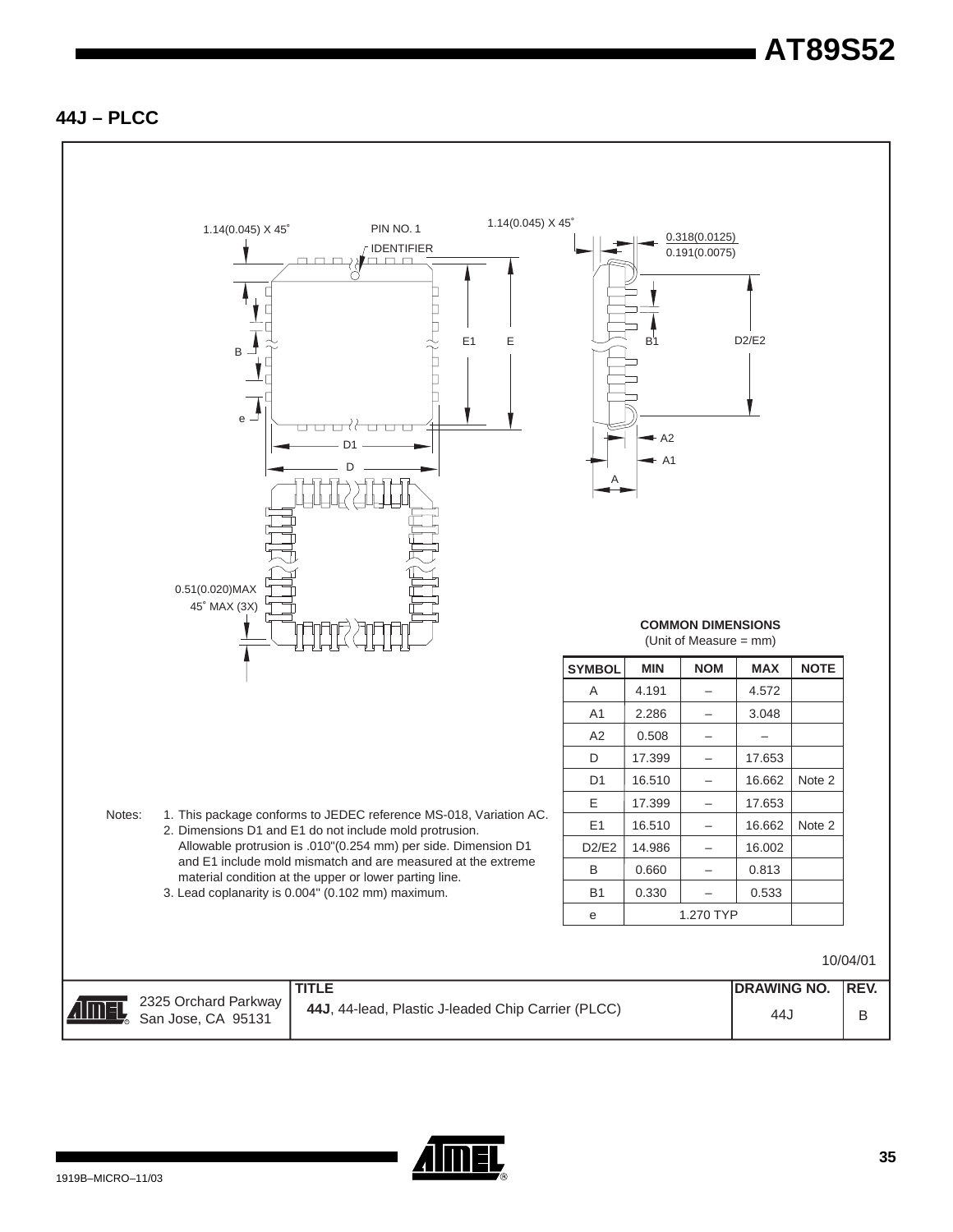## 44J – PLCC

1.14(0.045) X 45˚

PIN NO. 1 IDENTIFIER

1.14(0.045) X 45˚

0.318(0.0125)
0.191(0.0075)

E1 E B1 D2/E2 B e D1 D A2 A1 A

0.51(0.020)MAX
45˚ MAX (3X)

**COMMON DIMENSIONS**
(Unit of Measure = mm)

| SYMBOL | MIN | NOM | MAX | NOTE |
|---|---|---|---|---|
| A | 4.191 | – | 4.572 | |
| A1 | 2.286 | – | 3.048 | |
| A2 | 0.508 | – | – | |
| D | 17.399 | – | 17.653 | |
| D1 | 16.510 | – | 16.662 | Note 2 |
| E | 17.399 | – | 17.653 | |
| E1 | 16.510 | – | 16.662 | Note 2 |
| D2/E2 | 14.986 | – | 16.002 | |
| B | 0.660 | – | 0.813 | |
| B1 | 0.330 | – | 0.533 | |
| e | | 1.270 TYP | | |

Notes:
1. This package conforms to JEDEC reference MS-018, Variation AC.
2. Dimensions D1 and E1 do not include mold protrusion. Allowable protrusion is .010"(0.254 mm) per side. Dimension D1 and E1 include mold mismatch and are measured at the extreme material condition at the upper or lower parting line.
3. Lead coplanarity is 0.004" (0.102 mm) maximum.

10/04/01

| | TITLE | DRAWING NO. | REV. |
|---|---|---|---|
| 2325 Orchard Parkway San Jose, CA 95131 | **44J**, 44-lead, Plastic J-leaded Chip Carrier (PLCC) | 44J | B |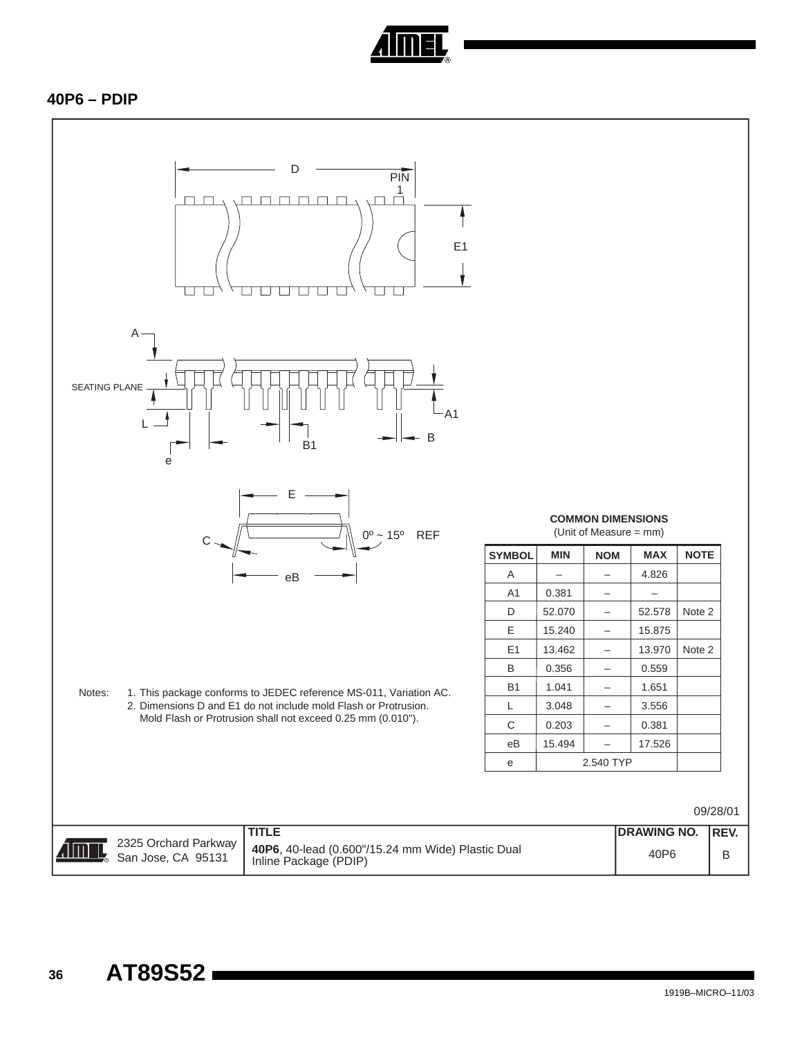## 40P6 – PDIP

COMMON DIMENSIONS
(Unit of Measure = mm)

| SYMBOL | MIN | NOM | MAX | NOTE |
|---|---|---|---|---|
| A | – | – | 4.826 | |
| A1 | 0.381 | – | – | |
| D | 52.070 | – | 52.578 | Note 2 |
| E | 15.240 | – | 15.875 | |
| E1 | 13.462 | – | 13.970 | Note 2 |
| B | 0.356 | – | 0.559 | |
| B1 | 1.041 | – | 1.651 | |
| L | 3.048 | – | 3.556 | |
| C | 0.203 | – | 0.381 | |
| eB | 15.494 | – | 17.526 | |
| e | 2.540 TYP | | | |

Notes:
1. This package conforms to JEDEC reference MS-011, Variation AC.
2. Dimensions D and E1 do not include mold Flash or Protrusion. Mold Flash or Protrusion shall not exceed 0.25 mm (0.010").

09/28/01

| | TITLE | DRAWING NO. | REV. |
|---|---|---|---|
| 2325 Orchard Parkway San Jose, CA 95131 | **40P6**, 40-lead (0.600"/15.24 mm Wide) Plastic Dual Inline Package (PDIP) | 40P6 | B |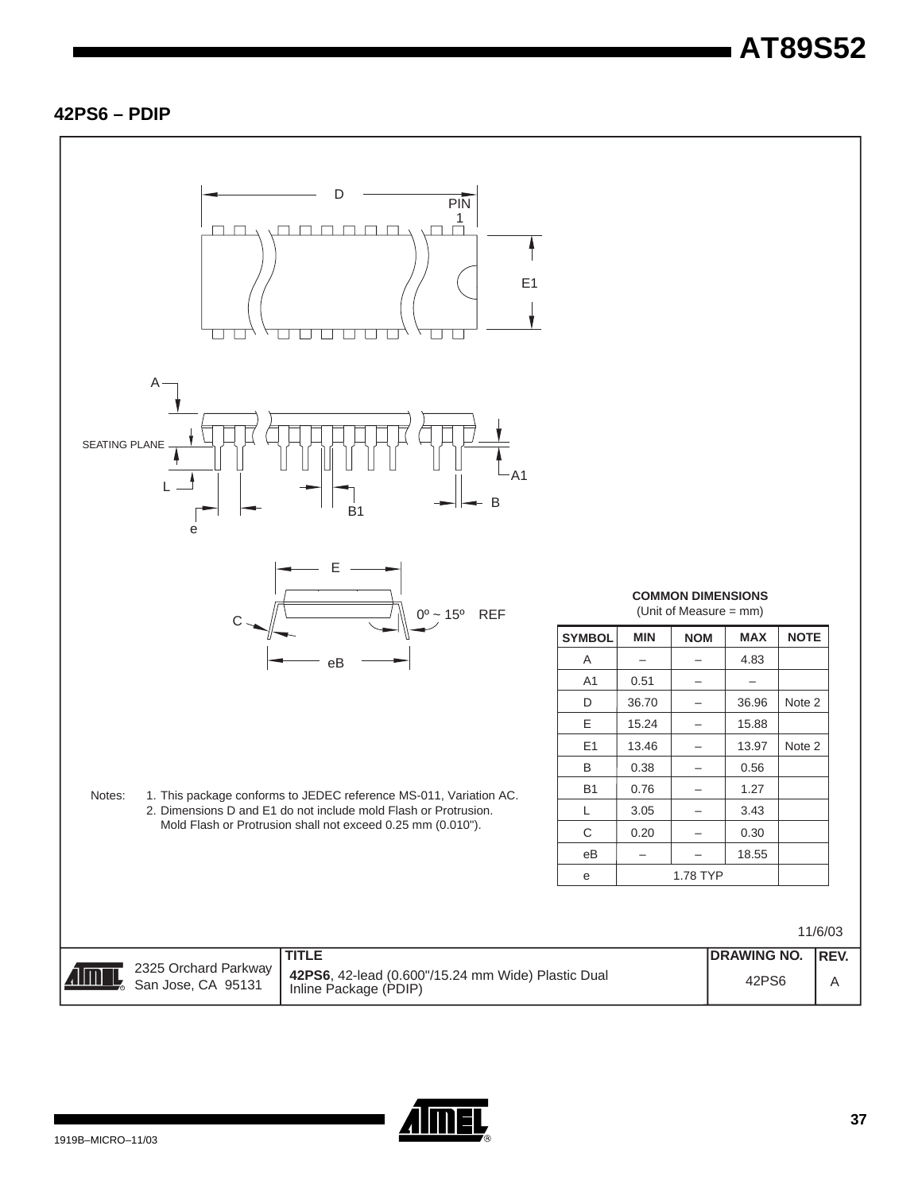## 42PS6 – PDIP

**COMMON DIMENSIONS**
(Unit of Measure = mm)

| SYMBOL | MIN | NOM | MAX | NOTE |
|---|---|---|---|---|
| A | – | – | 4.83 | |
| A1 | 0.51 | – | – | |
| D | 36.70 | – | 36.96 | Note 2 |
| E | 15.24 | – | 15.88 | |
| E1 | 13.46 | – | 13.97 | Note 2 |
| B | 0.38 | – | 0.56 | |
| B1 | 0.76 | – | 1.27 | |
| L | 3.05 | – | 3.43 | |
| C | 0.20 | – | 0.30 | |
| eB | – | – | 18.55 | |
| e | 1.78 TYP | | | |

Notes: 1. This package conforms to JEDEC reference MS-011, Variation AC.
2. Dimensions D and E1 do not include mold Flash or Protrusion. Mold Flash or Protrusion shall not exceed 0.25 mm (0.010").

11/6/03

| | TITLE | DRAWING NO. | REV. |
|---|---|---|---|
| 2325 Orchard Parkway San Jose, CA 95131 | **42PS6**, 42-lead (0.600"/15.24 mm Wide) Plastic Dual Inline Package (PDIP) | 42PS6 | A |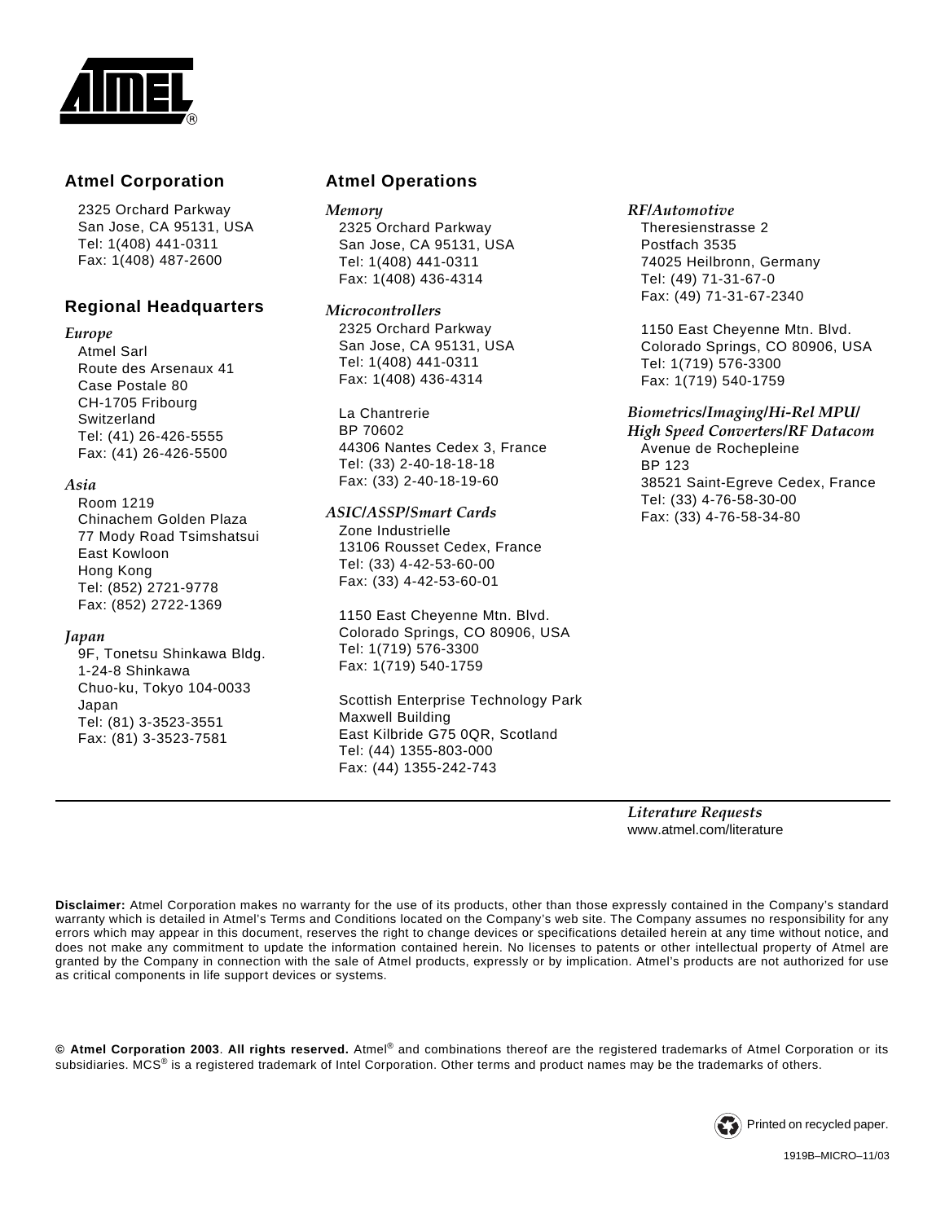## Atmel Corporation

2325 Orchard Parkway
San Jose, CA 95131, USA
Tel: 1(408) 441-0311
Fax: 1(408) 487-2600

## Regional Headquarters

*Europe*
Atmel Sarl
Route des Arsenaux 41
Case Postale 80
CH-1705 Fribourg
Switzerland
Tel: (41) 26-426-5555
Fax: (41) 26-426-5500

*Asia*
Room 1219
Chinachem Golden Plaza
77 Mody Road Tsimshatsui
East Kowloon
Hong Kong
Tel: (852) 2721-9778
Fax: (852) 2722-1369

*Japan*
9F, Tonetsu Shinkawa Bldg.
1-24-8 Shinkawa
Chuo-ku, Tokyo 104-0033
Japan
Tel: (81) 3-3523-3551
Fax: (81) 3-3523-7581

## Atmel Operations

*Memory*
2325 Orchard Parkway
San Jose, CA 95131, USA
Tel: 1(408) 441-0311
Fax: 1(408) 436-4314

*Microcontrollers*
2325 Orchard Parkway
San Jose, CA 95131, USA
Tel: 1(408) 441-0311
Fax: 1(408) 436-4314

La Chantrerie
BP 70602
44306 Nantes Cedex 3, France
Tel: (33) 2-40-18-18-18
Fax: (33) 2-40-18-19-60

*ASIC/ASSP/Smart Cards*
Zone Industrielle
13106 Rousset Cedex, France
Tel: (33) 4-42-53-60-00
Fax: (33) 4-42-53-60-01

1150 East Cheyenne Mtn. Blvd.
Colorado Springs, CO 80906, USA
Tel: 1(719) 576-3300
Fax: 1(719) 540-1759

Scottish Enterprise Technology Park
Maxwell Building
East Kilbride G75 0QR, Scotland
Tel: (44) 1355-803-000
Fax: (44) 1355-242-743

*RF/Automotive*
Theresienstrasse 2
Postfach 3535
74025 Heilbronn, Germany
Tel: (49) 71-31-67-0
Fax: (49) 71-31-67-2340

1150 East Cheyenne Mtn. Blvd.
Colorado Springs, CO 80906, USA
Tel: 1(719) 576-3300
Fax: 1(719) 540-1759

*Biometrics/Imaging/Hi-Rel MPU/*
*High Speed Converters/RF Datacom*
Avenue de Rochepleine
BP 123
38521 Saint-Egreve Cedex, France
Tel: (33) 4-76-58-30-00
Fax: (33) 4-76-58-34-80

---

*Literature Requests*
www.atmel.com/literature

**Disclaimer:** Atmel Corporation makes no warranty for the use of its products, other than those expressly contained in the Company's standard warranty which is detailed in Atmel's Terms and Conditions located on the Company's web site. The Company assumes no responsibility for any errors which may appear in this document, reserves the right to change devices or specifications detailed herein at any time without notice, and does not make any commitment to update the information contained herein. No licenses to patents or other intellectual property of Atmel are granted by the Company in connection with the sale of Atmel products, expressly or by implication. Atmel's products are not authorized for use as critical components in life support devices or systems.

**© Atmel Corporation 2003**. **All rights reserved.** Atmel® and combinations thereof are the registered trademarks of Atmel Corporation or its subsidiaries. MCS® is a registered trademark of Intel Corporation. Other terms and product names may be the trademarks of others.

Printed on recycled paper.

1919B–MICRO–11/03